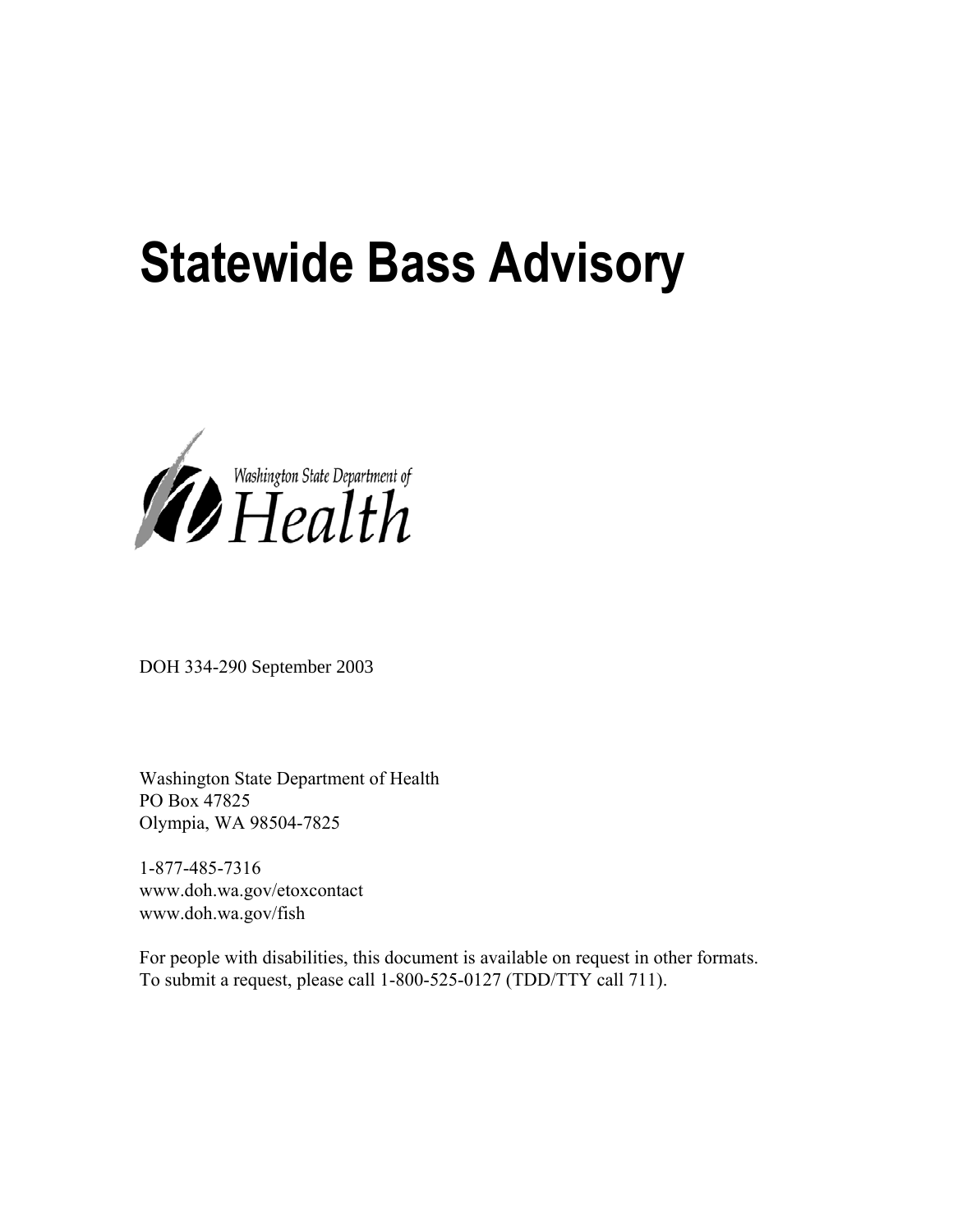# Statewide Bass Advisory

Washington State Department of Health

DOH 334-290 September 2003

Washington State Department of Health
PO Box 47825
Olympia, WA 98504-7825

1-877-485-7316
www.doh.wa.gov/etoxcontact
www.doh.wa.gov/fish

For people with disabilities, this document is available on request in other formats.
To submit a request, please call 1-800-525-0127 (TDD/TTY call 711).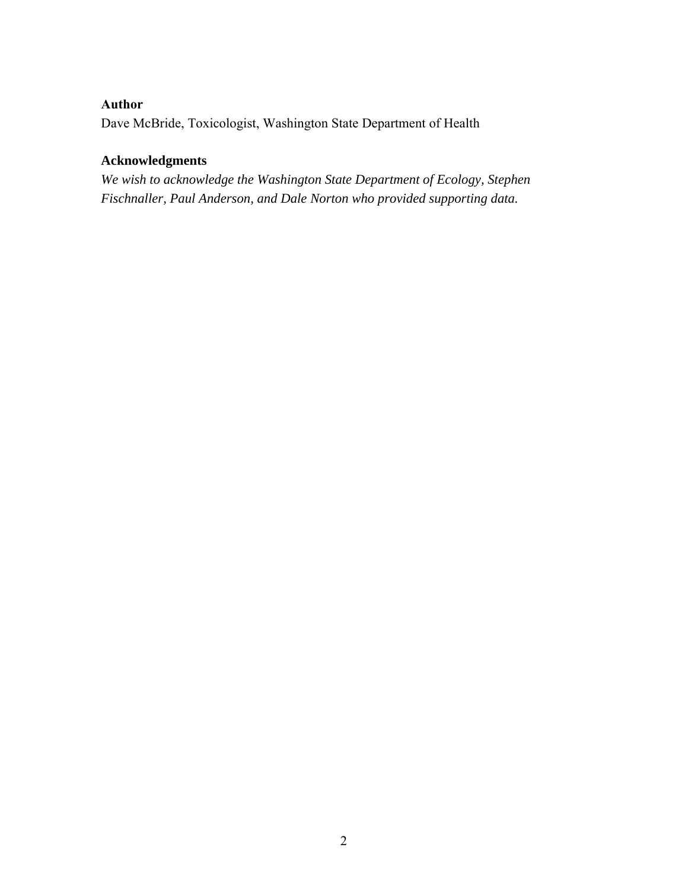**Author**

Dave McBride, Toxicologist, Washington State Department of Health

**Acknowledgments**

*We wish to acknowledge the Washington State Department of Ecology, Stephen Fischnaller, Paul Anderson, and Dale Norton who provided supporting data.*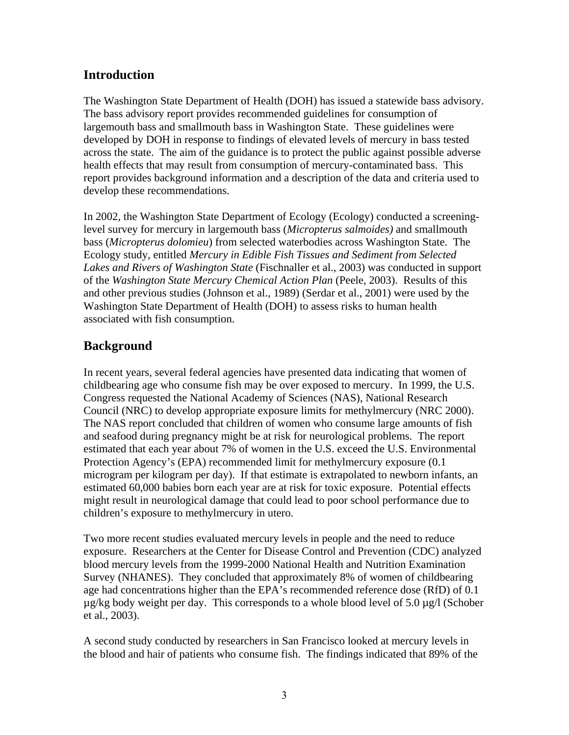## Introduction

The Washington State Department of Health (DOH) has issued a statewide bass advisory. The bass advisory report provides recommended guidelines for consumption of largemouth bass and smallmouth bass in Washington State. These guidelines were developed by DOH in response to findings of elevated levels of mercury in bass tested across the state. The aim of the guidance is to protect the public against possible adverse health effects that may result from consumption of mercury-contaminated bass. This report provides background information and a description of the data and criteria used to develop these recommendations.

In 2002, the Washington State Department of Ecology (Ecology) conducted a screening-level survey for mercury in largemouth bass (*Micropterus salmoides)* and smallmouth bass (*Micropterus dolomieu*) from selected waterbodies across Washington State. The Ecology study, entitled *Mercury in Edible Fish Tissues and Sediment from Selected Lakes and Rivers of Washington State* (Fischnaller et al., 2003) was conducted in support of the *Washington State Mercury Chemical Action Plan* (Peele, 2003). Results of this and other previous studies (Johnson et al., 1989) (Serdar et al., 2001) were used by the Washington State Department of Health (DOH) to assess risks to human health associated with fish consumption.

## Background

In recent years, several federal agencies have presented data indicating that women of childbearing age who consume fish may be over exposed to mercury. In 1999, the U.S. Congress requested the National Academy of Sciences (NAS), National Research Council (NRC) to develop appropriate exposure limits for methylmercury (NRC 2000). The NAS report concluded that children of women who consume large amounts of fish and seafood during pregnancy might be at risk for neurological problems. The report estimated that each year about 7% of women in the U.S. exceed the U.S. Environmental Protection Agency's (EPA) recommended limit for methylmercury exposure (0.1 microgram per kilogram per day). If that estimate is extrapolated to newborn infants, an estimated 60,000 babies born each year are at risk for toxic exposure. Potential effects might result in neurological damage that could lead to poor school performance due to children's exposure to methylmercury in utero.

Two more recent studies evaluated mercury levels in people and the need to reduce exposure. Researchers at the Center for Disease Control and Prevention (CDC) analyzed blood mercury levels from the 1999-2000 National Health and Nutrition Examination Survey (NHANES). They concluded that approximately 8% of women of childbearing age had concentrations higher than the EPA's recommended reference dose (RfD) of 0.1 µg/kg body weight per day. This corresponds to a whole blood level of 5.0 µg/l (Schober et al., 2003).

A second study conducted by researchers in San Francisco looked at mercury levels in the blood and hair of patients who consume fish. The findings indicated that 89% of the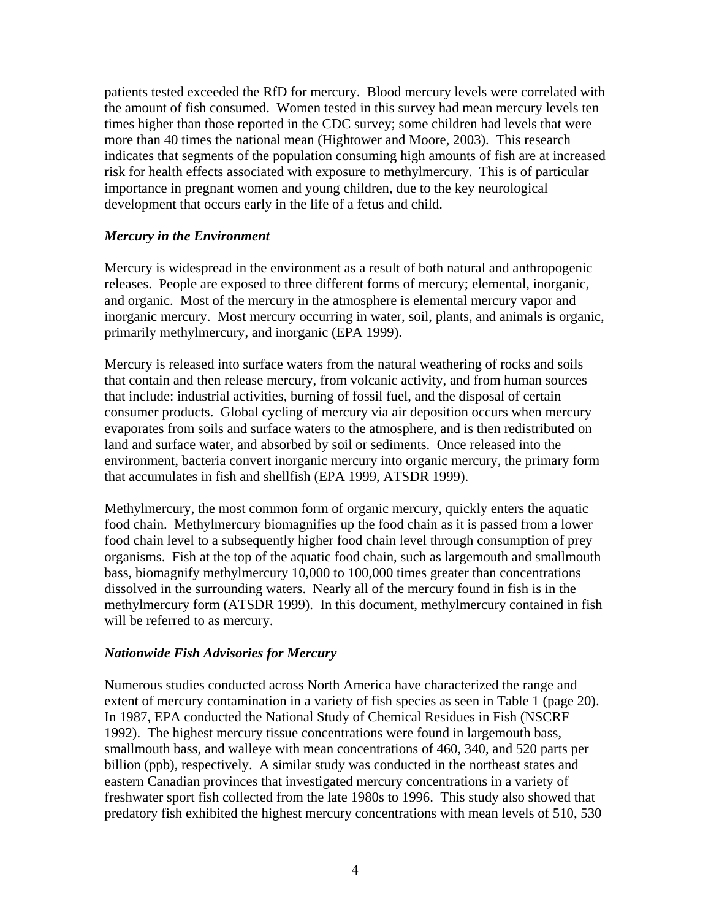patients tested exceeded the RfD for mercury. Blood mercury levels were correlated with the amount of fish consumed. Women tested in this survey had mean mercury levels ten times higher than those reported in the CDC survey; some children had levels that were more than 40 times the national mean (Hightower and Moore, 2003). This research indicates that segments of the population consuming high amounts of fish are at increased risk for health effects associated with exposure to methylmercury. This is of particular importance in pregnant women and young children, due to the key neurological development that occurs early in the life of a fetus and child.

### *Mercury in the Environment*

Mercury is widespread in the environment as a result of both natural and anthropogenic releases. People are exposed to three different forms of mercury; elemental, inorganic, and organic. Most of the mercury in the atmosphere is elemental mercury vapor and inorganic mercury. Most mercury occurring in water, soil, plants, and animals is organic, primarily methylmercury, and inorganic (EPA 1999).

Mercury is released into surface waters from the natural weathering of rocks and soils that contain and then release mercury, from volcanic activity, and from human sources that include: industrial activities, burning of fossil fuel, and the disposal of certain consumer products. Global cycling of mercury via air deposition occurs when mercury evaporates from soils and surface waters to the atmosphere, and is then redistributed on land and surface water, and absorbed by soil or sediments. Once released into the environment, bacteria convert inorganic mercury into organic mercury, the primary form that accumulates in fish and shellfish (EPA 1999, ATSDR 1999).

Methylmercury, the most common form of organic mercury, quickly enters the aquatic food chain. Methylmercury biomagnifies up the food chain as it is passed from a lower food chain level to a subsequently higher food chain level through consumption of prey organisms. Fish at the top of the aquatic food chain, such as largemouth and smallmouth bass, biomagnify methylmercury 10,000 to 100,000 times greater than concentrations dissolved in the surrounding waters. Nearly all of the mercury found in fish is in the methylmercury form (ATSDR 1999). In this document, methylmercury contained in fish will be referred to as mercury.

### *Nationwide Fish Advisories for Mercury*

Numerous studies conducted across North America have characterized the range and extent of mercury contamination in a variety of fish species as seen in Table 1 (page 20). In 1987, EPA conducted the National Study of Chemical Residues in Fish (NSCRF 1992). The highest mercury tissue concentrations were found in largemouth bass, smallmouth bass, and walleye with mean concentrations of 460, 340, and 520 parts per billion (ppb), respectively. A similar study was conducted in the northeast states and eastern Canadian provinces that investigated mercury concentrations in a variety of freshwater sport fish collected from the late 1980s to 1996. This study also showed that predatory fish exhibited the highest mercury concentrations with mean levels of 510, 530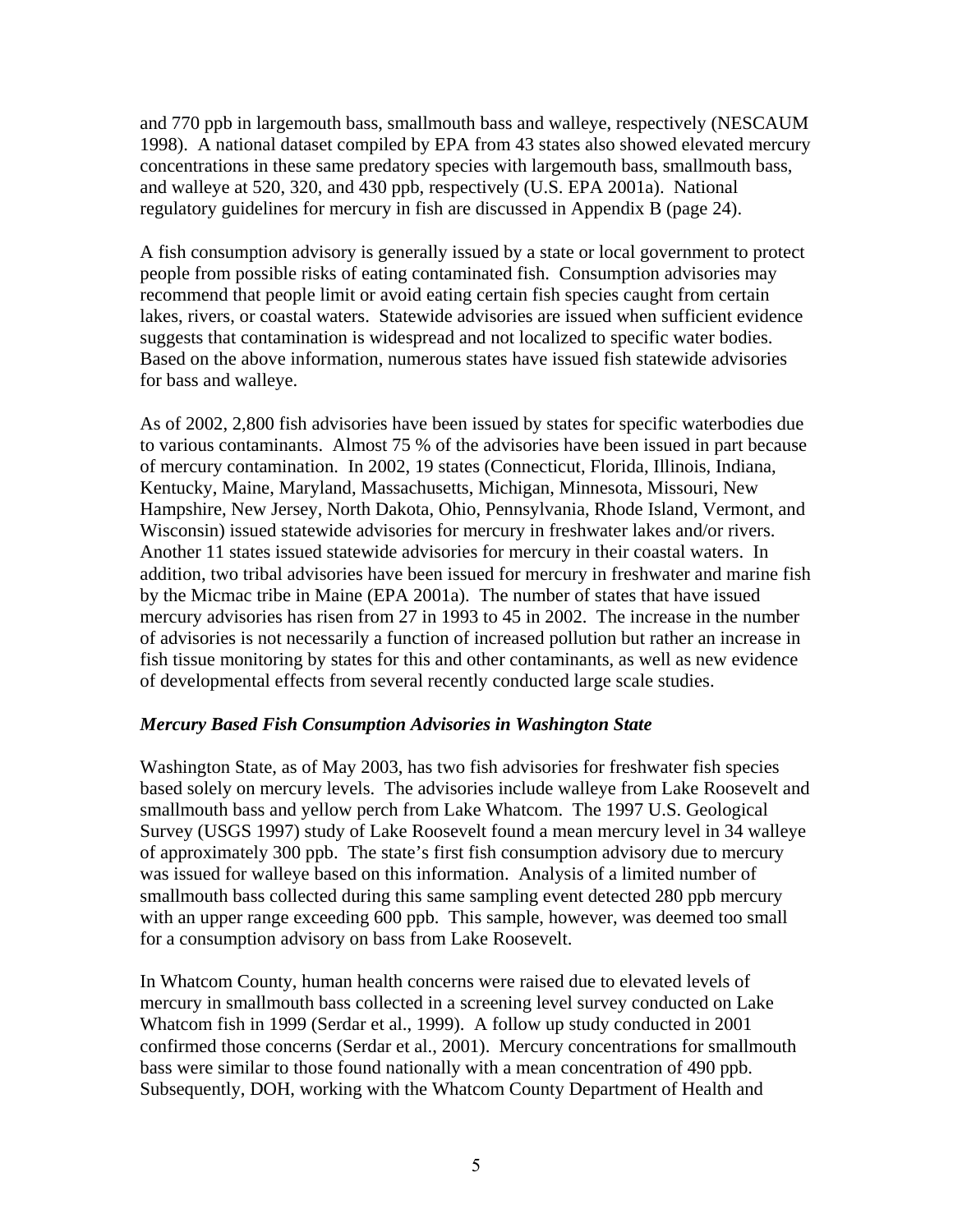and 770 ppb in largemouth bass, smallmouth bass and walleye, respectively (NESCAUM 1998). A national dataset compiled by EPA from 43 states also showed elevated mercury concentrations in these same predatory species with largemouth bass, smallmouth bass, and walleye at 520, 320, and 430 ppb, respectively (U.S. EPA 2001a). National regulatory guidelines for mercury in fish are discussed in Appendix B (page 24).

A fish consumption advisory is generally issued by a state or local government to protect people from possible risks of eating contaminated fish. Consumption advisories may recommend that people limit or avoid eating certain fish species caught from certain lakes, rivers, or coastal waters. Statewide advisories are issued when sufficient evidence suggests that contamination is widespread and not localized to specific water bodies. Based on the above information, numerous states have issued fish statewide advisories for bass and walleye.

As of 2002, 2,800 fish advisories have been issued by states for specific waterbodies due to various contaminants. Almost 75 % of the advisories have been issued in part because of mercury contamination. In 2002, 19 states (Connecticut, Florida, Illinois, Indiana, Kentucky, Maine, Maryland, Massachusetts, Michigan, Minnesota, Missouri, New Hampshire, New Jersey, North Dakota, Ohio, Pennsylvania, Rhode Island, Vermont, and Wisconsin) issued statewide advisories for mercury in freshwater lakes and/or rivers. Another 11 states issued statewide advisories for mercury in their coastal waters. In addition, two tribal advisories have been issued for mercury in freshwater and marine fish by the Micmac tribe in Maine (EPA 2001a). The number of states that have issued mercury advisories has risen from 27 in 1993 to 45 in 2002. The increase in the number of advisories is not necessarily a function of increased pollution but rather an increase in fish tissue monitoring by states for this and other contaminants, as well as new evidence of developmental effects from several recently conducted large scale studies.

### *Mercury Based Fish Consumption Advisories in Washington State*

Washington State, as of May 2003, has two fish advisories for freshwater fish species based solely on mercury levels. The advisories include walleye from Lake Roosevelt and smallmouth bass and yellow perch from Lake Whatcom. The 1997 U.S. Geological Survey (USGS 1997) study of Lake Roosevelt found a mean mercury level in 34 walleye of approximately 300 ppb. The state's first fish consumption advisory due to mercury was issued for walleye based on this information. Analysis of a limited number of smallmouth bass collected during this same sampling event detected 280 ppb mercury with an upper range exceeding 600 ppb. This sample, however, was deemed too small for a consumption advisory on bass from Lake Roosevelt.

In Whatcom County, human health concerns were raised due to elevated levels of mercury in smallmouth bass collected in a screening level survey conducted on Lake Whatcom fish in 1999 (Serdar et al., 1999). A follow up study conducted in 2001 confirmed those concerns (Serdar et al., 2001). Mercury concentrations for smallmouth bass were similar to those found nationally with a mean concentration of 490 ppb. Subsequently, DOH, working with the Whatcom County Department of Health and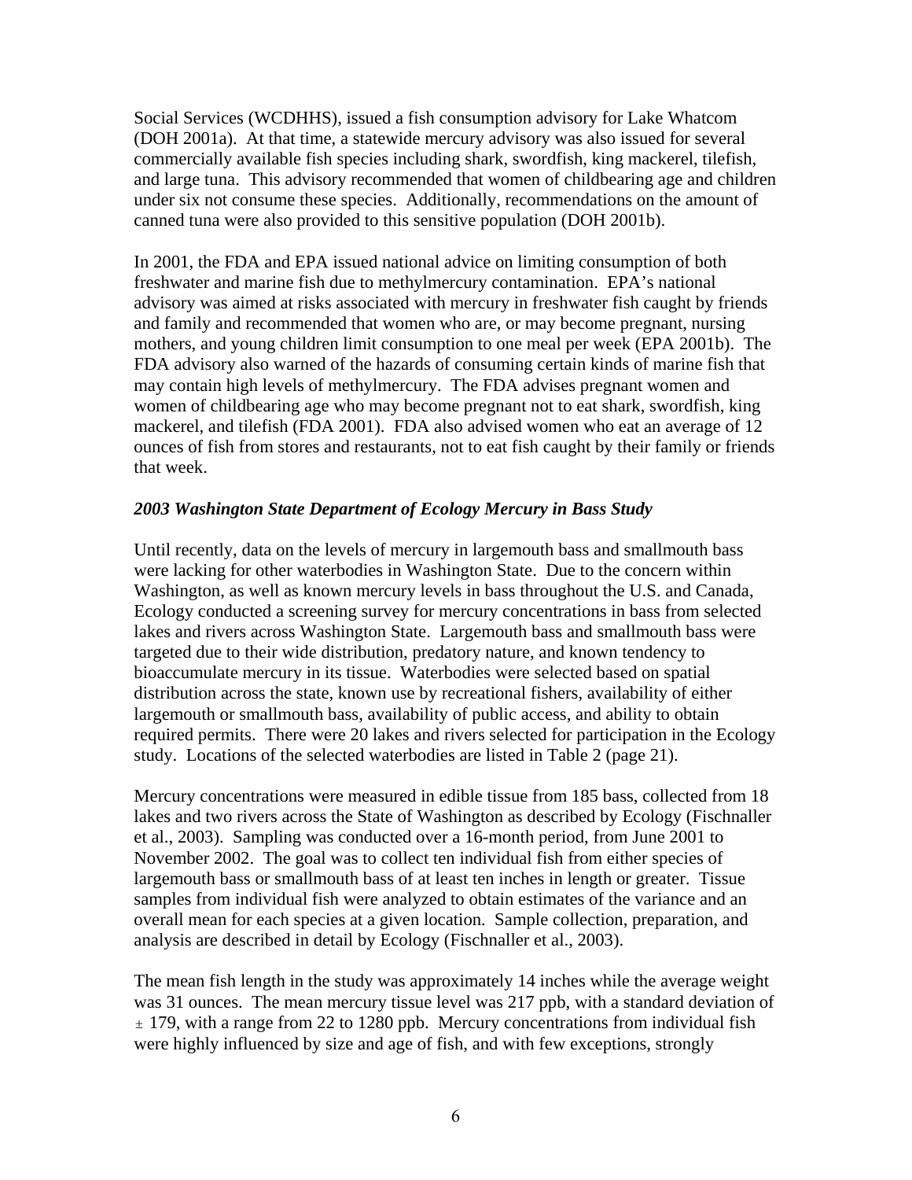Social Services (WCDHHS), issued a fish consumption advisory for Lake Whatcom (DOH 2001a). At that time, a statewide mercury advisory was also issued for several commercially available fish species including shark, swordfish, king mackerel, tilefish, and large tuna. This advisory recommended that women of childbearing age and children under six not consume these species. Additionally, recommendations on the amount of canned tuna were also provided to this sensitive population (DOH 2001b).

In 2001, the FDA and EPA issued national advice on limiting consumption of both freshwater and marine fish due to methylmercury contamination. EPA's national advisory was aimed at risks associated with mercury in freshwater fish caught by friends and family and recommended that women who are, or may become pregnant, nursing mothers, and young children limit consumption to one meal per week (EPA 2001b). The FDA advisory also warned of the hazards of consuming certain kinds of marine fish that may contain high levels of methylmercury. The FDA advises pregnant women and women of childbearing age who may become pregnant not to eat shark, swordfish, king mackerel, and tilefish (FDA 2001). FDA also advised women who eat an average of 12 ounces of fish from stores and restaurants, not to eat fish caught by their family or friends that week.

### *2003 Washington State Department of Ecology Mercury in Bass Study*

Until recently, data on the levels of mercury in largemouth bass and smallmouth bass were lacking for other waterbodies in Washington State. Due to the concern within Washington, as well as known mercury levels in bass throughout the U.S. and Canada, Ecology conducted a screening survey for mercury concentrations in bass from selected lakes and rivers across Washington State. Largemouth bass and smallmouth bass were targeted due to their wide distribution, predatory nature, and known tendency to bioaccumulate mercury in its tissue. Waterbodies were selected based on spatial distribution across the state, known use by recreational fishers, availability of either largemouth or smallmouth bass, availability of public access, and ability to obtain required permits. There were 20 lakes and rivers selected for participation in the Ecology study. Locations of the selected waterbodies are listed in Table 2 (page 21).

Mercury concentrations were measured in edible tissue from 185 bass, collected from 18 lakes and two rivers across the State of Washington as described by Ecology (Fischnaller et al., 2003). Sampling was conducted over a 16-month period, from June 2001 to November 2002. The goal was to collect ten individual fish from either species of largemouth bass or smallmouth bass of at least ten inches in length or greater. Tissue samples from individual fish were analyzed to obtain estimates of the variance and an overall mean for each species at a given location. Sample collection, preparation, and analysis are described in detail by Ecology (Fischnaller et al., 2003).

The mean fish length in the study was approximately 14 inches while the average weight was 31 ounces. The mean mercury tissue level was 217 ppb, with a standard deviation of $\pm$ 179, with a range from 22 to 1280 ppb. Mercury concentrations from individual fish were highly influenced by size and age of fish, and with few exceptions, strongly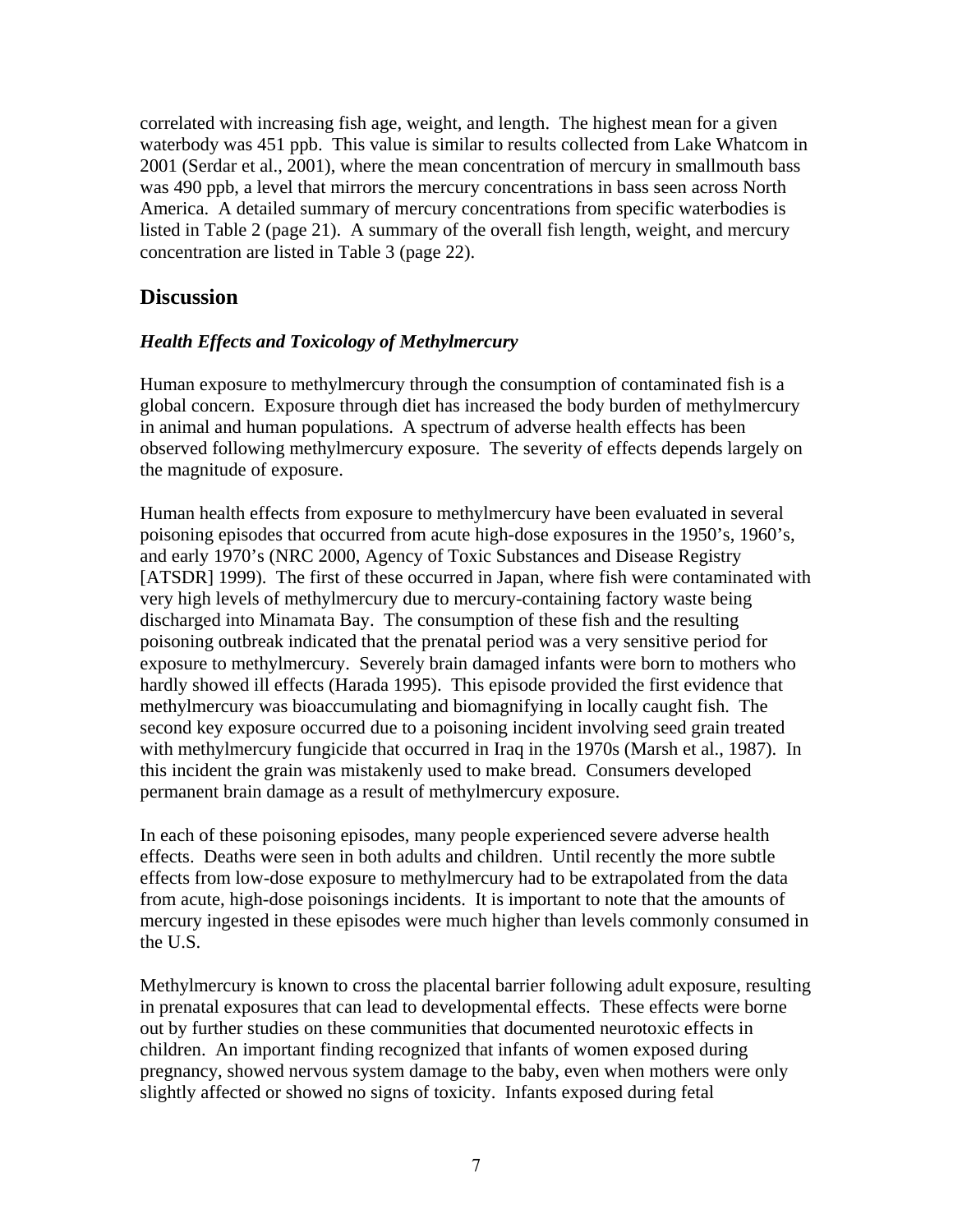correlated with increasing fish age, weight, and length. The highest mean for a given waterbody was 451 ppb. This value is similar to results collected from Lake Whatcom in 2001 (Serdar et al., 2001), where the mean concentration of mercury in smallmouth bass was 490 ppb, a level that mirrors the mercury concentrations in bass seen across North America. A detailed summary of mercury concentrations from specific waterbodies is listed in Table 2 (page 21). A summary of the overall fish length, weight, and mercury concentration are listed in Table 3 (page 22).

## Discussion

### *Health Effects and Toxicology of Methylmercury*

Human exposure to methylmercury through the consumption of contaminated fish is a global concern. Exposure through diet has increased the body burden of methylmercury in animal and human populations. A spectrum of adverse health effects has been observed following methylmercury exposure. The severity of effects depends largely on the magnitude of exposure.

Human health effects from exposure to methylmercury have been evaluated in several poisoning episodes that occurred from acute high-dose exposures in the 1950's, 1960's, and early 1970's (NRC 2000, Agency of Toxic Substances and Disease Registry [ATSDR] 1999). The first of these occurred in Japan, where fish were contaminated with very high levels of methylmercury due to mercury-containing factory waste being discharged into Minamata Bay. The consumption of these fish and the resulting poisoning outbreak indicated that the prenatal period was a very sensitive period for exposure to methylmercury. Severely brain damaged infants were born to mothers who hardly showed ill effects (Harada 1995). This episode provided the first evidence that methylmercury was bioaccumulating and biomagnifying in locally caught fish. The second key exposure occurred due to a poisoning incident involving seed grain treated with methylmercury fungicide that occurred in Iraq in the 1970s (Marsh et al., 1987). In this incident the grain was mistakenly used to make bread. Consumers developed permanent brain damage as a result of methylmercury exposure.

In each of these poisoning episodes, many people experienced severe adverse health effects. Deaths were seen in both adults and children. Until recently the more subtle effects from low-dose exposure to methylmercury had to be extrapolated from the data from acute, high-dose poisonings incidents. It is important to note that the amounts of mercury ingested in these episodes were much higher than levels commonly consumed in the U.S.

Methylmercury is known to cross the placental barrier following adult exposure, resulting in prenatal exposures that can lead to developmental effects. These effects were borne out by further studies on these communities that documented neurotoxic effects in children. An important finding recognized that infants of women exposed during pregnancy, showed nervous system damage to the baby, even when mothers were only slightly affected or showed no signs of toxicity. Infants exposed during fetal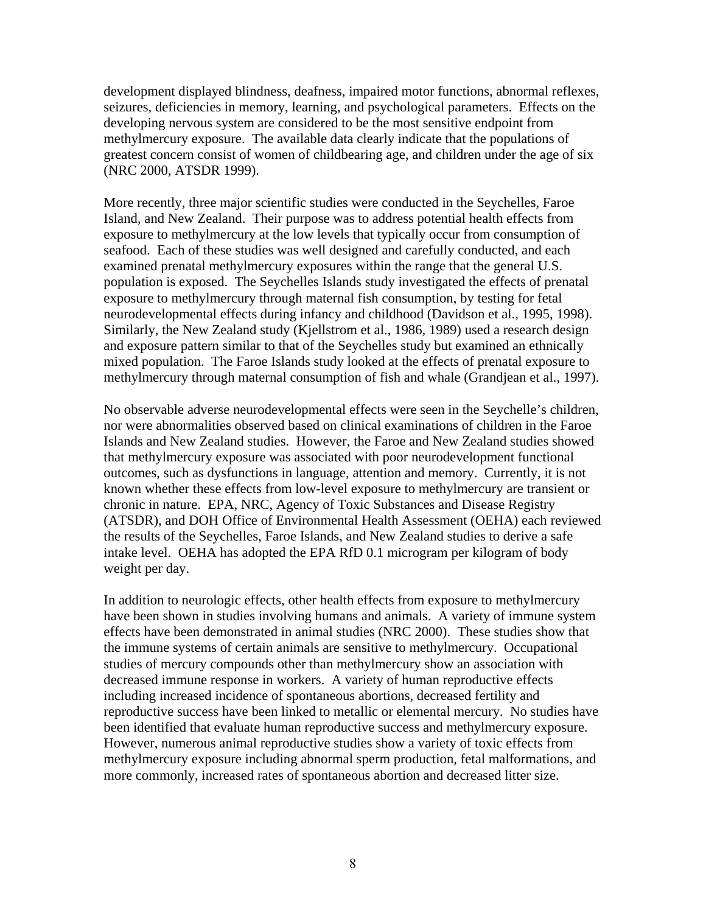development displayed blindness, deafness, impaired motor functions, abnormal reflexes, seizures, deficiencies in memory, learning, and psychological parameters. Effects on the developing nervous system are considered to be the most sensitive endpoint from methylmercury exposure. The available data clearly indicate that the populations of greatest concern consist of women of childbearing age, and children under the age of six (NRC 2000, ATSDR 1999).

More recently, three major scientific studies were conducted in the Seychelles, Faroe Island, and New Zealand. Their purpose was to address potential health effects from exposure to methylmercury at the low levels that typically occur from consumption of seafood. Each of these studies was well designed and carefully conducted, and each examined prenatal methylmercury exposures within the range that the general U.S. population is exposed. The Seychelles Islands study investigated the effects of prenatal exposure to methylmercury through maternal fish consumption, by testing for fetal neurodevelopmental effects during infancy and childhood (Davidson et al., 1995, 1998). Similarly, the New Zealand study (Kjellstrom et al., 1986, 1989) used a research design and exposure pattern similar to that of the Seychelles study but examined an ethnically mixed population. The Faroe Islands study looked at the effects of prenatal exposure to methylmercury through maternal consumption of fish and whale (Grandjean et al., 1997).

No observable adverse neurodevelopmental effects were seen in the Seychelle's children, nor were abnormalities observed based on clinical examinations of children in the Faroe Islands and New Zealand studies. However, the Faroe and New Zealand studies showed that methylmercury exposure was associated with poor neurodevelopment functional outcomes, such as dysfunctions in language, attention and memory. Currently, it is not known whether these effects from low-level exposure to methylmercury are transient or chronic in nature. EPA, NRC, Agency of Toxic Substances and Disease Registry (ATSDR), and DOH Office of Environmental Health Assessment (OEHA) each reviewed the results of the Seychelles, Faroe Islands, and New Zealand studies to derive a safe intake level. OEHA has adopted the EPA RfD 0.1 microgram per kilogram of body weight per day.

In addition to neurologic effects, other health effects from exposure to methylmercury have been shown in studies involving humans and animals. A variety of immune system effects have been demonstrated in animal studies (NRC 2000). These studies show that the immune systems of certain animals are sensitive to methylmercury. Occupational studies of mercury compounds other than methylmercury show an association with decreased immune response in workers. A variety of human reproductive effects including increased incidence of spontaneous abortions, decreased fertility and reproductive success have been linked to metallic or elemental mercury. No studies have been identified that evaluate human reproductive success and methylmercury exposure. However, numerous animal reproductive studies show a variety of toxic effects from methylmercury exposure including abnormal sperm production, fetal malformations, and more commonly, increased rates of spontaneous abortion and decreased litter size.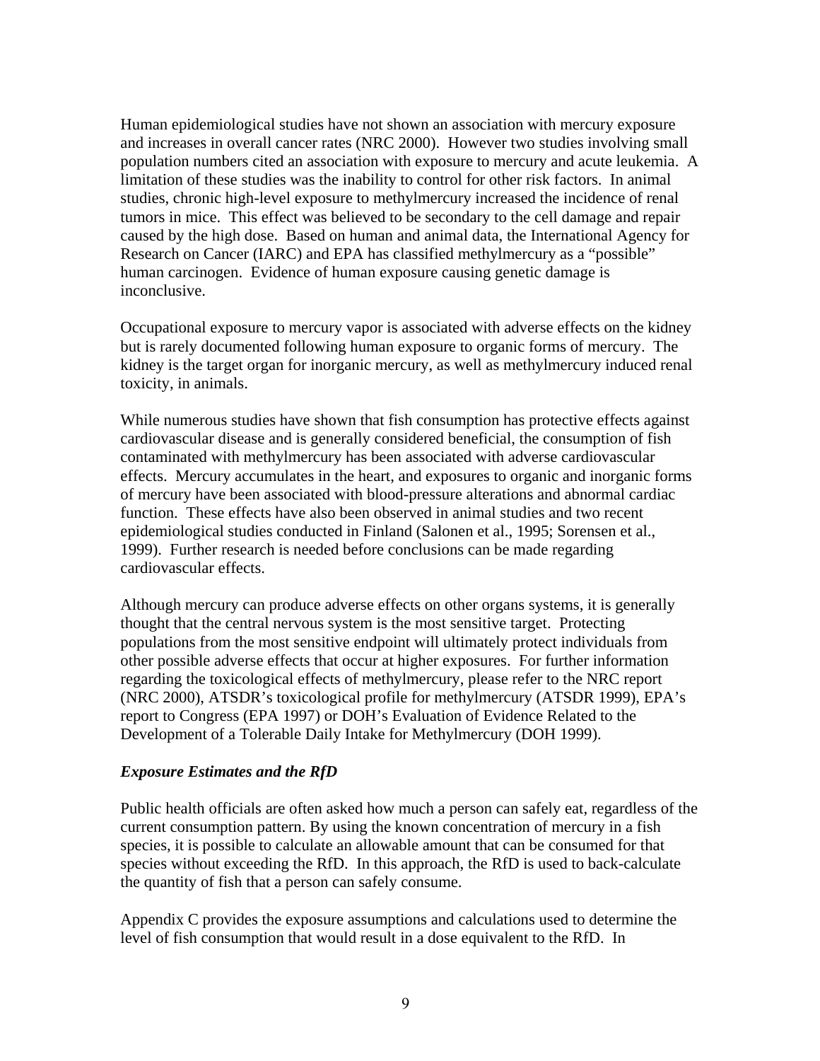Human epidemiological studies have not shown an association with mercury exposure and increases in overall cancer rates (NRC 2000). However two studies involving small population numbers cited an association with exposure to mercury and acute leukemia. A limitation of these studies was the inability to control for other risk factors. In animal studies, chronic high-level exposure to methylmercury increased the incidence of renal tumors in mice. This effect was believed to be secondary to the cell damage and repair caused by the high dose. Based on human and animal data, the International Agency for Research on Cancer (IARC) and EPA has classified methylmercury as a "possible" human carcinogen. Evidence of human exposure causing genetic damage is inconclusive.

Occupational exposure to mercury vapor is associated with adverse effects on the kidney but is rarely documented following human exposure to organic forms of mercury. The kidney is the target organ for inorganic mercury, as well as methylmercury induced renal toxicity, in animals.

While numerous studies have shown that fish consumption has protective effects against cardiovascular disease and is generally considered beneficial, the consumption of fish contaminated with methylmercury has been associated with adverse cardiovascular effects. Mercury accumulates in the heart, and exposures to organic and inorganic forms of mercury have been associated with blood-pressure alterations and abnormal cardiac function. These effects have also been observed in animal studies and two recent epidemiological studies conducted in Finland (Salonen et al., 1995; Sorensen et al., 1999). Further research is needed before conclusions can be made regarding cardiovascular effects.

Although mercury can produce adverse effects on other organs systems, it is generally thought that the central nervous system is the most sensitive target. Protecting populations from the most sensitive endpoint will ultimately protect individuals from other possible adverse effects that occur at higher exposures. For further information regarding the toxicological effects of methylmercury, please refer to the NRC report (NRC 2000), ATSDR's toxicological profile for methylmercury (ATSDR 1999), EPA's report to Congress (EPA 1997) or DOH's Evaluation of Evidence Related to the Development of a Tolerable Daily Intake for Methylmercury (DOH 1999).

***Exposure Estimates and the RfD***

Public health officials are often asked how much a person can safely eat, regardless of the current consumption pattern. By using the known concentration of mercury in a fish species, it is possible to calculate an allowable amount that can be consumed for that species without exceeding the RfD. In this approach, the RfD is used to back-calculate the quantity of fish that a person can safely consume.

Appendix C provides the exposure assumptions and calculations used to determine the level of fish consumption that would result in a dose equivalent to the RfD. In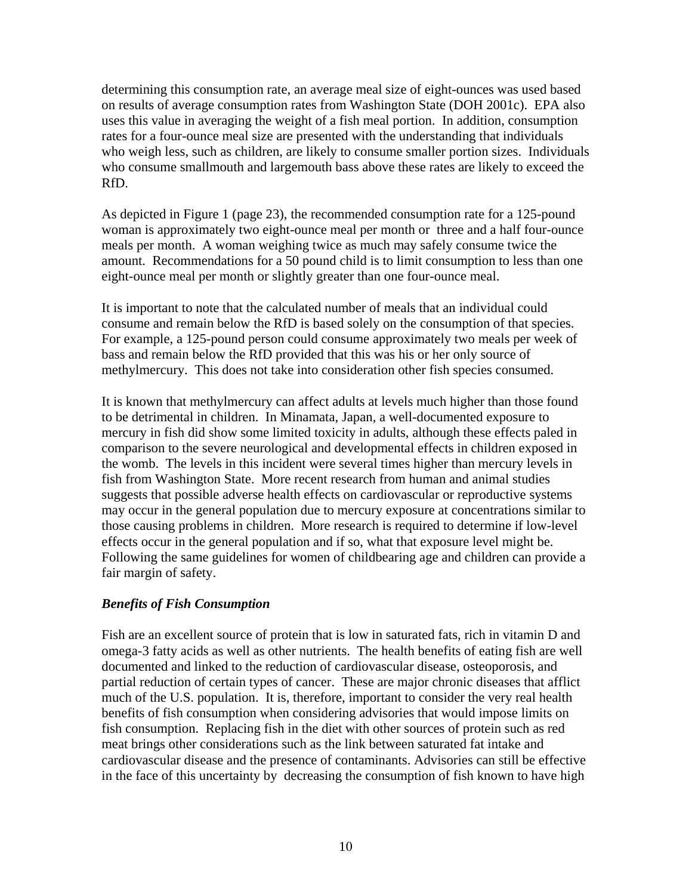determining this consumption rate, an average meal size of eight-ounces was used based on results of average consumption rates from Washington State (DOH 2001c). EPA also uses this value in averaging the weight of a fish meal portion. In addition, consumption rates for a four-ounce meal size are presented with the understanding that individuals who weigh less, such as children, are likely to consume smaller portion sizes. Individuals who consume smallmouth and largemouth bass above these rates are likely to exceed the RfD.

As depicted in Figure 1 (page 23), the recommended consumption rate for a 125-pound woman is approximately two eight-ounce meal per month or three and a half four-ounce meals per month. A woman weighing twice as much may safely consume twice the amount. Recommendations for a 50 pound child is to limit consumption to less than one eight-ounce meal per month or slightly greater than one four-ounce meal.

It is important to note that the calculated number of meals that an individual could consume and remain below the RfD is based solely on the consumption of that species. For example, a 125-pound person could consume approximately two meals per week of bass and remain below the RfD provided that this was his or her only source of methylmercury. This does not take into consideration other fish species consumed.

It is known that methylmercury can affect adults at levels much higher than those found to be detrimental in children. In Minamata, Japan, a well-documented exposure to mercury in fish did show some limited toxicity in adults, although these effects paled in comparison to the severe neurological and developmental effects in children exposed in the womb. The levels in this incident were several times higher than mercury levels in fish from Washington State. More recent research from human and animal studies suggests that possible adverse health effects on cardiovascular or reproductive systems may occur in the general population due to mercury exposure at concentrations similar to those causing problems in children. More research is required to determine if low-level effects occur in the general population and if so, what that exposure level might be. Following the same guidelines for women of childbearing age and children can provide a fair margin of safety.

### *Benefits of Fish Consumption*

Fish are an excellent source of protein that is low in saturated fats, rich in vitamin D and omega-3 fatty acids as well as other nutrients. The health benefits of eating fish are well documented and linked to the reduction of cardiovascular disease, osteoporosis, and partial reduction of certain types of cancer. These are major chronic diseases that afflict much of the U.S. population. It is, therefore, important to consider the very real health benefits of fish consumption when considering advisories that would impose limits on fish consumption. Replacing fish in the diet with other sources of protein such as red meat brings other considerations such as the link between saturated fat intake and cardiovascular disease and the presence of contaminants. Advisories can still be effective in the face of this uncertainty by decreasing the consumption of fish known to have high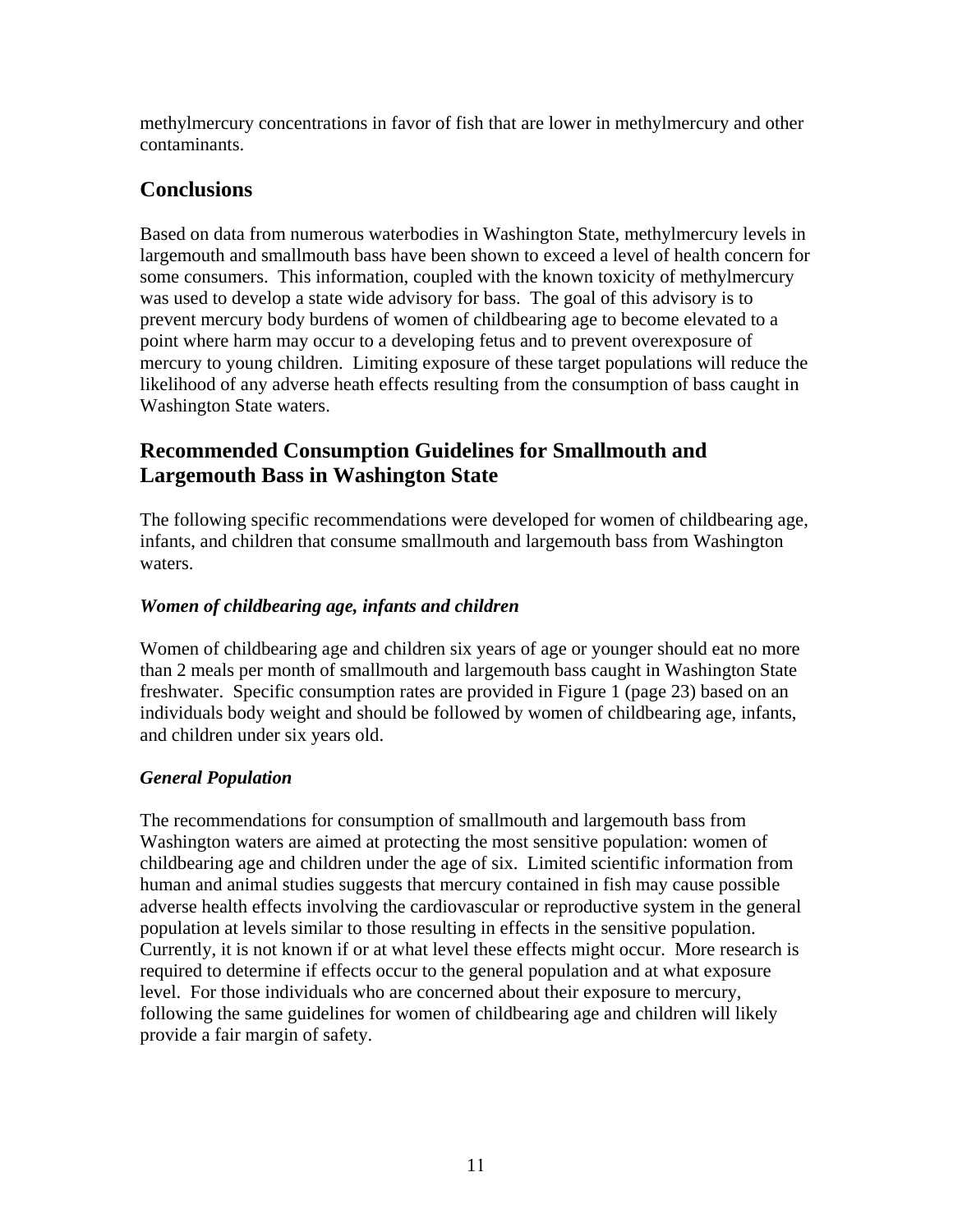methylmercury concentrations in favor of fish that are lower in methylmercury and other contaminants.

## Conclusions

Based on data from numerous waterbodies in Washington State, methylmercury levels in largemouth and smallmouth bass have been shown to exceed a level of health concern for some consumers. This information, coupled with the known toxicity of methylmercury was used to develop a state wide advisory for bass. The goal of this advisory is to prevent mercury body burdens of women of childbearing age to become elevated to a point where harm may occur to a developing fetus and to prevent overexposure of mercury to young children. Limiting exposure of these target populations will reduce the likelihood of any adverse heath effects resulting from the consumption of bass caught in Washington State waters.

## Recommended Consumption Guidelines for Smallmouth and Largemouth Bass in Washington State

The following specific recommendations were developed for women of childbearing age, infants, and children that consume smallmouth and largemouth bass from Washington waters.

### *Women of childbearing age, infants and children*

Women of childbearing age and children six years of age or younger should eat no more than 2 meals per month of smallmouth and largemouth bass caught in Washington State freshwater. Specific consumption rates are provided in Figure 1 (page 23) based on an individuals body weight and should be followed by women of childbearing age, infants, and children under six years old.

### *General Population*

The recommendations for consumption of smallmouth and largemouth bass from Washington waters are aimed at protecting the most sensitive population: women of childbearing age and children under the age of six. Limited scientific information from human and animal studies suggests that mercury contained in fish may cause possible adverse health effects involving the cardiovascular or reproductive system in the general population at levels similar to those resulting in effects in the sensitive population. Currently, it is not known if or at what level these effects might occur. More research is required to determine if effects occur to the general population and at what exposure level. For those individuals who are concerned about their exposure to mercury, following the same guidelines for women of childbearing age and children will likely provide a fair margin of safety.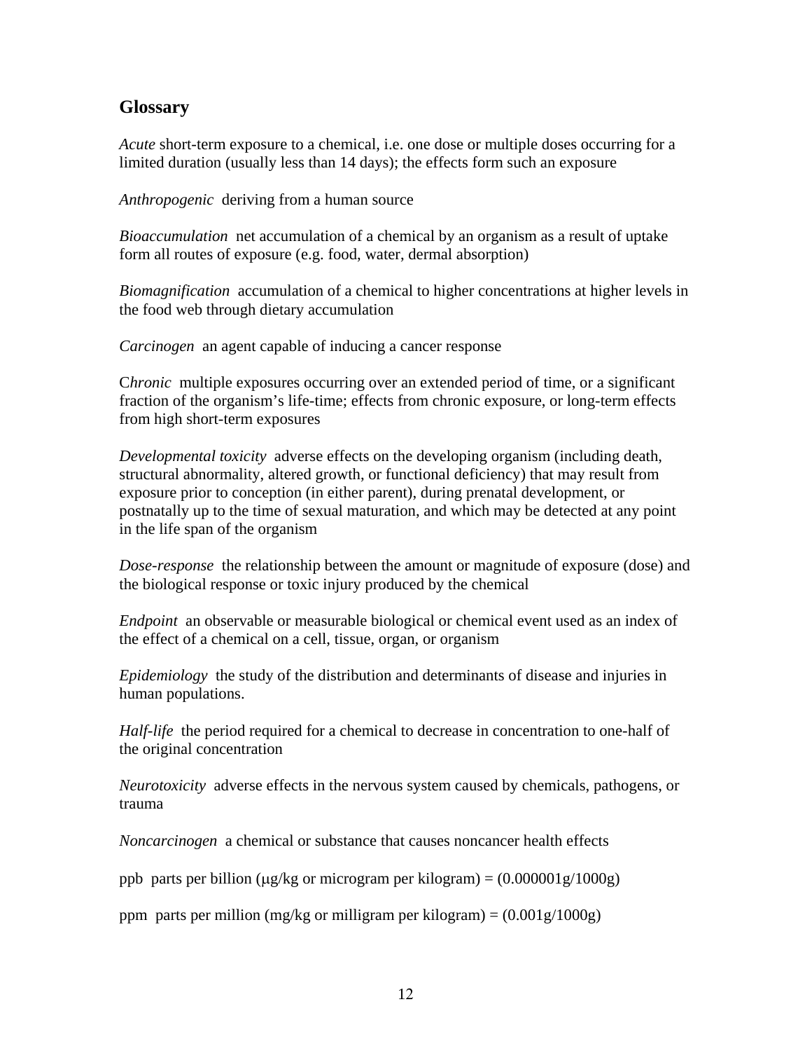## Glossary

*Acute* short-term exposure to a chemical, i.e. one dose or multiple doses occurring for a limited duration (usually less than 14 days); the effects form such an exposure

*Anthropogenic* deriving from a human source

*Bioaccumulation* net accumulation of a chemical by an organism as a result of uptake form all routes of exposure (e.g. food, water, dermal absorption)

*Biomagnification* accumulation of a chemical to higher concentrations at higher levels in the food web through dietary accumulation

*Carcinogen* an agent capable of inducing a cancer response

C*hronic* multiple exposures occurring over an extended period of time, or a significant fraction of the organism's life-time; effects from chronic exposure, or long-term effects from high short-term exposures

*Developmental toxicity* adverse effects on the developing organism (including death, structural abnormality, altered growth, or functional deficiency) that may result from exposure prior to conception (in either parent), during prenatal development, or postnatally up to the time of sexual maturation, and which may be detected at any point in the life span of the organism

*Dose-response* the relationship between the amount or magnitude of exposure (dose) and the biological response or toxic injury produced by the chemical

*Endpoint* an observable or measurable biological or chemical event used as an index of the effect of a chemical on a cell, tissue, organ, or organism

*Epidemiology* the study of the distribution and determinants of disease and injuries in human populations.

*Half-life* the period required for a chemical to decrease in concentration to one-half of the original concentration

*Neurotoxicity* adverse effects in the nervous system caused by chemicals, pathogens, or trauma

*Noncarcinogen* a chemical or substance that causes noncancer health effects

ppb parts per billion (μg/kg or microgram per kilogram) = (0.000001g/1000g)

ppm parts per million (mg/kg or milligram per kilogram) = (0.001g/1000g)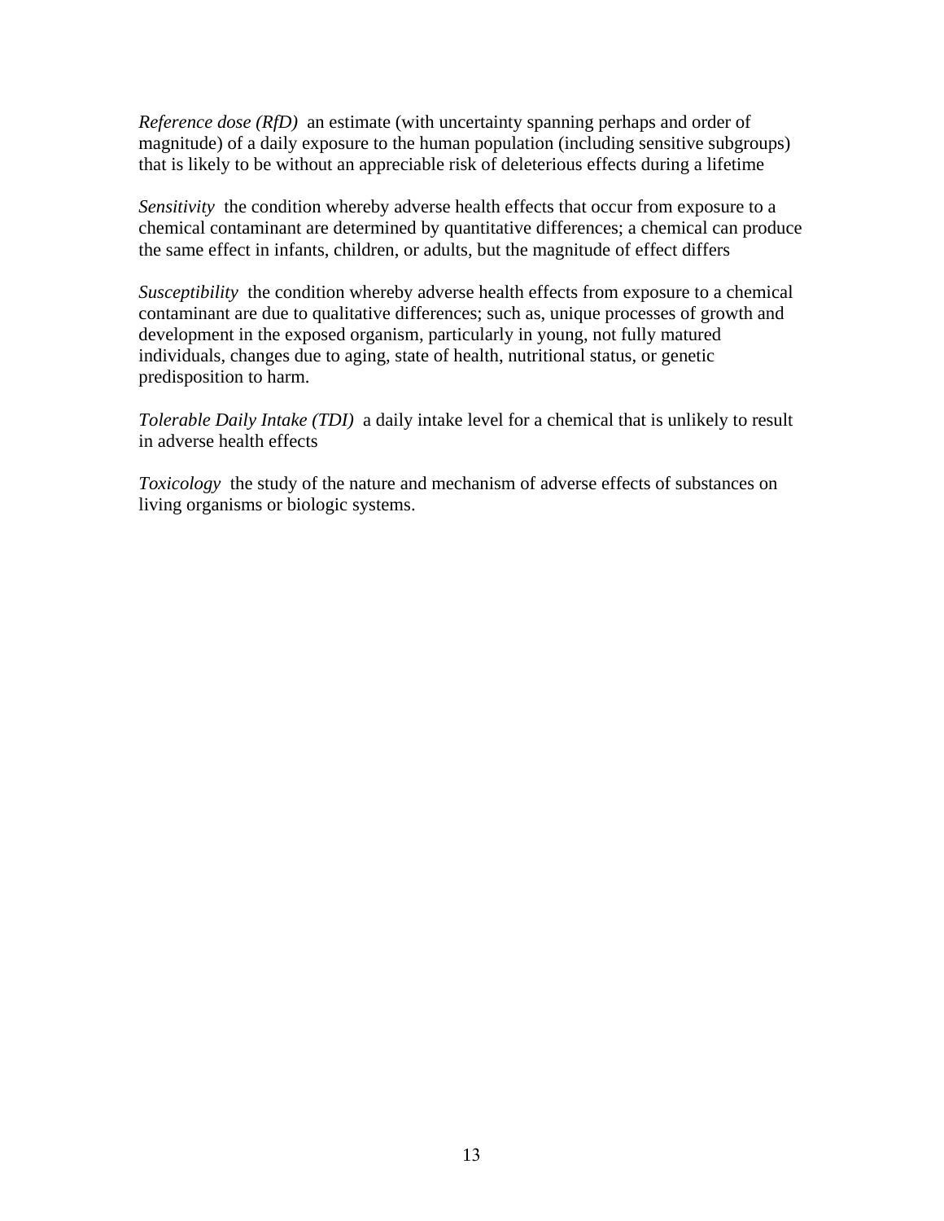*Reference dose (RfD)* an estimate (with uncertainty spanning perhaps and order of magnitude) of a daily exposure to the human population (including sensitive subgroups) that is likely to be without an appreciable risk of deleterious effects during a lifetime

*Sensitivity* the condition whereby adverse health effects that occur from exposure to a chemical contaminant are determined by quantitative differences; a chemical can produce the same effect in infants, children, or adults, but the magnitude of effect differs

*Susceptibility* the condition whereby adverse health effects from exposure to a chemical contaminant are due to qualitative differences; such as, unique processes of growth and development in the exposed organism, particularly in young, not fully matured individuals, changes due to aging, state of health, nutritional status, or genetic predisposition to harm.

*Tolerable Daily Intake (TDI)* a daily intake level for a chemical that is unlikely to result in adverse health effects

*Toxicology* the study of the nature and mechanism of adverse effects of substances on living organisms or biologic systems.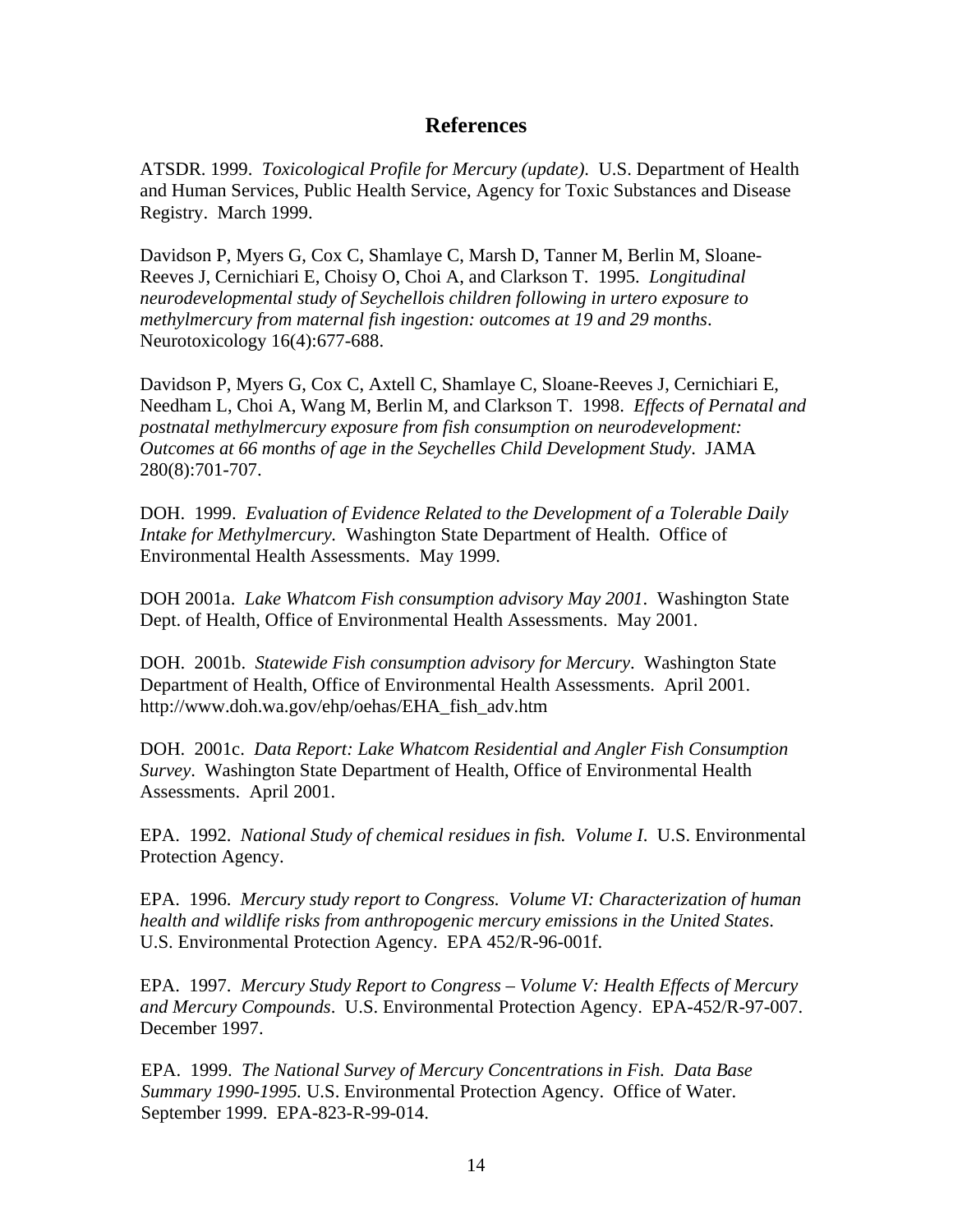# References

ATSDR. 1999. *Toxicological Profile for Mercury (update)*. U.S. Department of Health and Human Services, Public Health Service, Agency for Toxic Substances and Disease Registry. March 1999.

Davidson P, Myers G, Cox C, Shamlaye C, Marsh D, Tanner M, Berlin M, Sloane-Reeves J, Cernichiari E, Choisy O, Choi A, and Clarkson T. 1995. *Longitudinal neurodevelopmental study of Seychellois children following in urtero exposure to methylmercury from maternal fish ingestion: outcomes at 19 and 29 months*. Neurotoxicology 16(4):677-688.

Davidson P, Myers G, Cox C, Axtell C, Shamlaye C, Sloane-Reeves J, Cernichiari E, Needham L, Choi A, Wang M, Berlin M, and Clarkson T. 1998. *Effects of Pernatal and postnatal methylmercury exposure from fish consumption on neurodevelopment: Outcomes at 66 months of age in the Seychelles Child Development Study*. JAMA 280(8):701-707.

DOH. 1999. *Evaluation of Evidence Related to the Development of a Tolerable Daily Intake for Methylmercury.* Washington State Department of Health. Office of Environmental Health Assessments. May 1999.

DOH 2001a. *Lake Whatcom Fish consumption advisory May 2001*. Washington State Dept. of Health, Office of Environmental Health Assessments. May 2001.

DOH. 2001b. *Statewide Fish consumption advisory for Mercury*. Washington State Department of Health, Office of Environmental Health Assessments. April 2001. http://www.doh.wa.gov/ehp/oehas/EHA_fish_adv.htm

DOH. 2001c. *Data Report: Lake Whatcom Residential and Angler Fish Consumption Survey*. Washington State Department of Health, Office of Environmental Health Assessments. April 2001.

EPA. 1992. *National Study of chemical residues in fish. Volume I*. U.S. Environmental Protection Agency.

EPA. 1996. *Mercury study report to Congress. Volume VI: Characterization of human health and wildlife risks from anthropogenic mercury emissions in the United States*. U.S. Environmental Protection Agency. EPA 452/R-96-001f.

EPA. 1997. *Mercury Study Report to Congress – Volume V: Health Effects of Mercury and Mercury Compounds*. U.S. Environmental Protection Agency. EPA-452/R-97-007. December 1997.

EPA. 1999. *The National Survey of Mercury Concentrations in Fish. Data Base Summary 1990-1995.* U.S. Environmental Protection Agency. Office of Water. September 1999. EPA-823-R-99-014.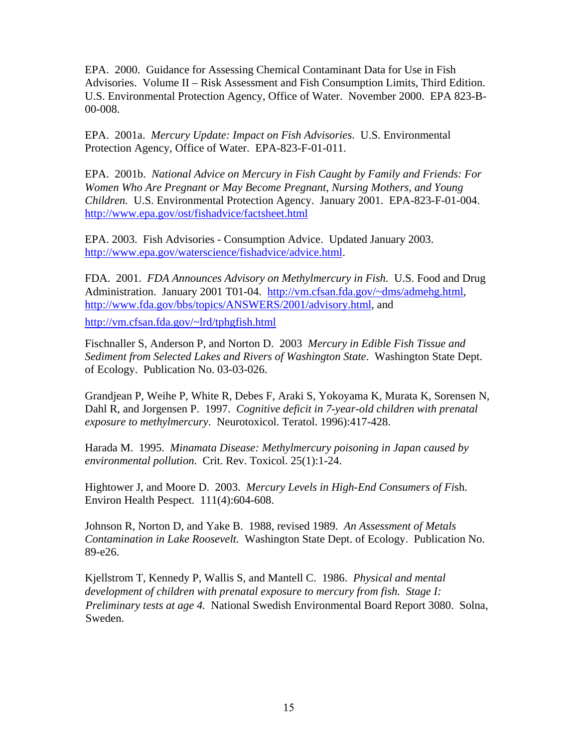EPA. 2000. Guidance for Assessing Chemical Contaminant Data for Use in Fish Advisories. Volume II – Risk Assessment and Fish Consumption Limits, Third Edition. U.S. Environmental Protection Agency, Office of Water. November 2000. EPA 823-B-00-008.

EPA. 2001a. *Mercury Update: Impact on Fish Advisories*. U.S. Environmental Protection Agency, Office of Water. EPA-823-F-01-011.

EPA. 2001b. *National Advice on Mercury in Fish Caught by Family and Friends: For Women Who Are Pregnant or May Become Pregnant, Nursing Mothers, and Young Children.* U.S. Environmental Protection Agency. January 2001. EPA-823-F-01-004. http://www.epa.gov/ost/fishadvice/factsheet.html

EPA. 2003. Fish Advisories - Consumption Advice. Updated January 2003. http://www.epa.gov/waterscience/fishadvice/advice.html.

FDA. 2001. *FDA Announces Advisory on Methylmercury in Fish.* U.S. Food and Drug Administration. January 2001 T01-04. http://vm.cfsan.fda.gov/~dms/admehg.html, http://www.fda.gov/bbs/topics/ANSWERS/2001/advisory.html, and http://vm.cfsan.fda.gov/~lrd/tphgfish.html

Fischnaller S, Anderson P, and Norton D. 2003 *Mercury in Edible Fish Tissue and Sediment from Selected Lakes and Rivers of Washington State*. Washington State Dept. of Ecology. Publication No. 03-03-026.

Grandjean P, Weihe P, White R, Debes F, Araki S, Yokoyama K, Murata K, Sorensen N, Dahl R, and Jorgensen P. 1997. *Cognitive deficit in 7-year-old children with prenatal exposure to methylmercury*. Neurotoxicol. Teratol. 1996):417-428.

Harada M. 1995. *Minamata Disease: Methylmercury poisoning in Japan caused by environmental pollution*. Crit. Rev. Toxicol. 25(1):1-24.

Hightower J, and Moore D. 2003. *Mercury Levels in High-End Consumers of Fi*sh. Environ Health Pespect. 111(4):604-608.

Johnson R, Norton D, and Yake B. 1988, revised 1989. *An Assessment of Metals Contamination in Lake Roosevelt.* Washington State Dept. of Ecology. Publication No. 89-e26.

Kjellstrom T, Kennedy P, Wallis S, and Mantell C. 1986. *Physical and mental development of children with prenatal exposure to mercury from fish. Stage I: Preliminary tests at age 4.* National Swedish Environmental Board Report 3080. Solna, Sweden.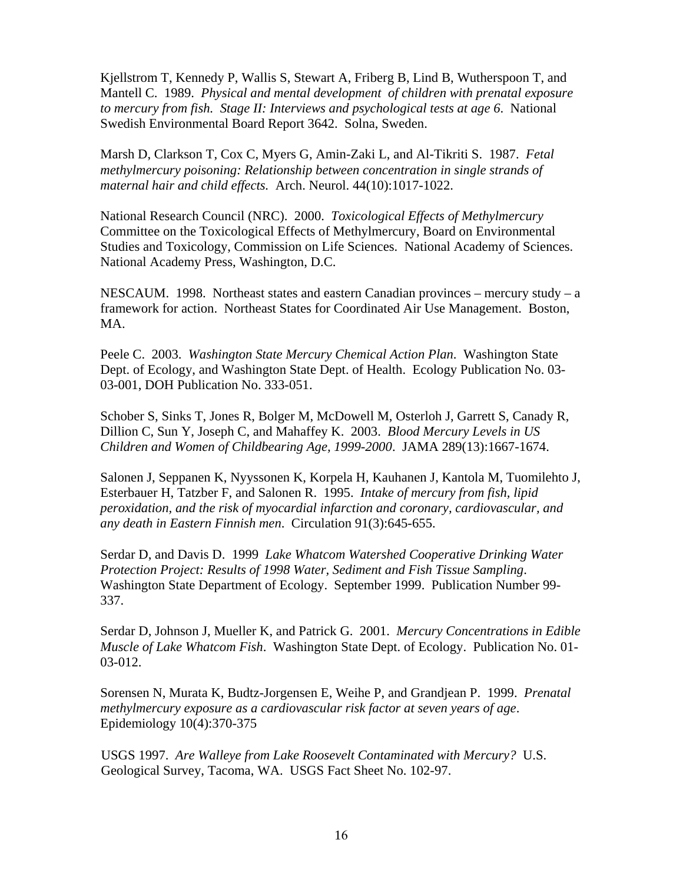Kjellstrom T, Kennedy P, Wallis S, Stewart A, Friberg B, Lind B, Wutherspoon T, and Mantell C. 1989. *Physical and mental development of children with prenatal exposure to mercury from fish. Stage II: Interviews and psychological tests at age 6*. National Swedish Environmental Board Report 3642. Solna, Sweden.

Marsh D, Clarkson T, Cox C, Myers G, Amin-Zaki L, and Al-Tikriti S. 1987. *Fetal methylmercury poisoning: Relationship between concentration in single strands of maternal hair and child effects.* Arch. Neurol. 44(10):1017-1022.

National Research Council (NRC). 2000. *Toxicological Effects of Methylmercury* Committee on the Toxicological Effects of Methylmercury, Board on Environmental Studies and Toxicology, Commission on Life Sciences. National Academy of Sciences. National Academy Press, Washington, D.C.

NESCAUM. 1998. Northeast states and eastern Canadian provinces – mercury study – a framework for action. Northeast States for Coordinated Air Use Management. Boston, MA.

Peele C. 2003. *Washington State Mercury Chemical Action Plan*. Washington State Dept. of Ecology, and Washington State Dept. of Health. Ecology Publication No. 03-03-001, DOH Publication No. 333-051.

Schober S, Sinks T, Jones R, Bolger M, McDowell M, Osterloh J, Garrett S, Canady R, Dillion C, Sun Y, Joseph C, and Mahaffey K. 2003. *Blood Mercury Levels in US Children and Women of Childbearing Age, 1999-2000*. JAMA 289(13):1667-1674.

Salonen J, Seppanen K, Nyyssonen K, Korpela H, Kauhanen J, Kantola M, Tuomilehto J, Esterbauer H, Tatzber F, and Salonen R. 1995. *Intake of mercury from fish, lipid peroxidation, and the risk of myocardial infarction and coronary, cardiovascular, and any death in Eastern Finnish men*. Circulation 91(3):645-655.

Serdar D, and Davis D. 1999 *Lake Whatcom Watershed Cooperative Drinking Water Protection Project: Results of 1998 Water, Sediment and Fish Tissue Sampling*. Washington State Department of Ecology. September 1999. Publication Number 99-337.

Serdar D, Johnson J, Mueller K, and Patrick G. 2001. *Mercury Concentrations in Edible Muscle of Lake Whatcom Fish*. Washington State Dept. of Ecology. Publication No. 01-03-012.

Sorensen N, Murata K, Budtz-Jorgensen E, Weihe P, and Grandjean P. 1999. *Prenatal methylmercury exposure as a cardiovascular risk factor at seven years of age*. Epidemiology 10(4):370-375

USGS 1997. *Are Walleye from Lake Roosevelt Contaminated with Mercury?* U.S. Geological Survey, Tacoma, WA. USGS Fact Sheet No. 102-97.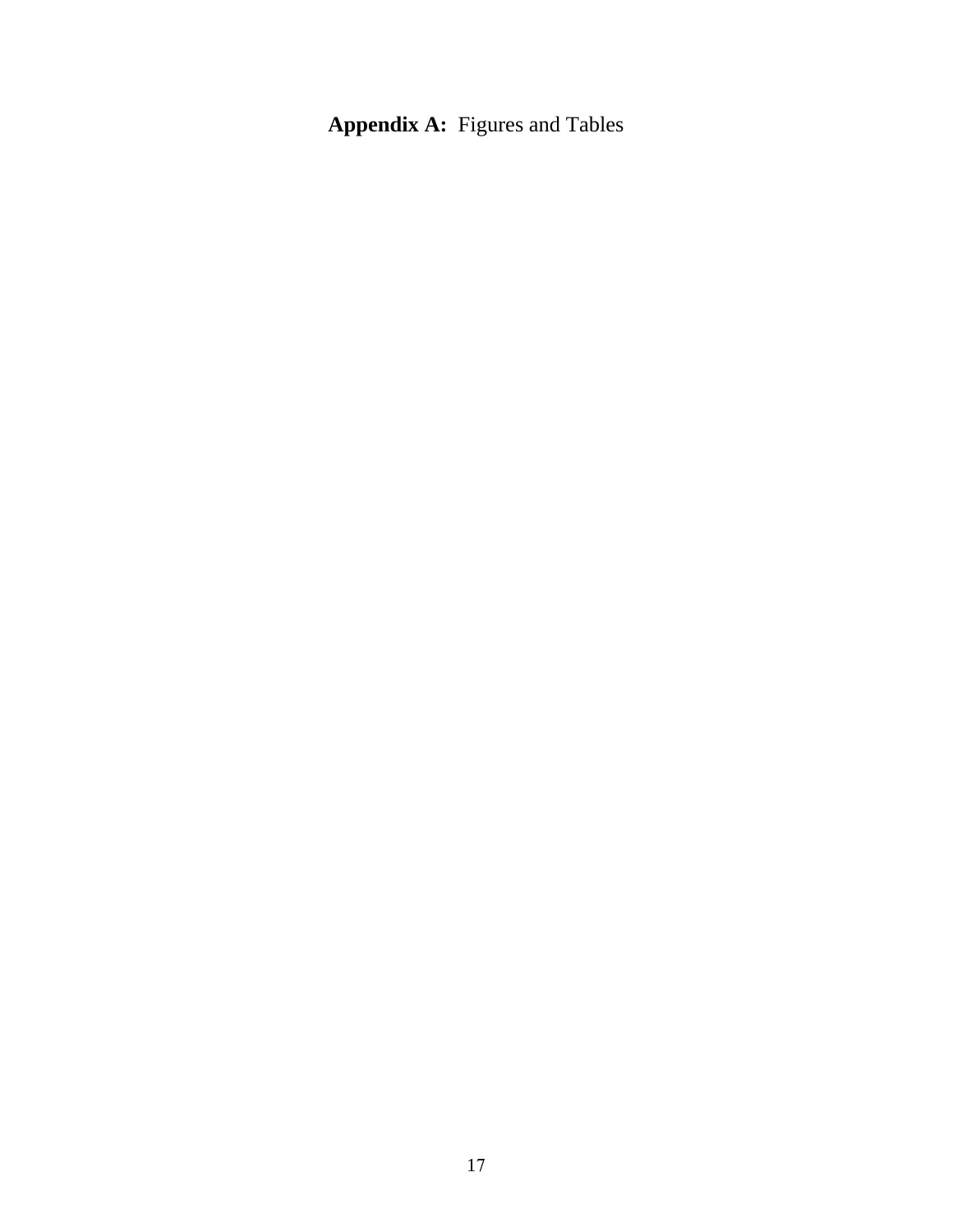# **Appendix A:** Figures and Tables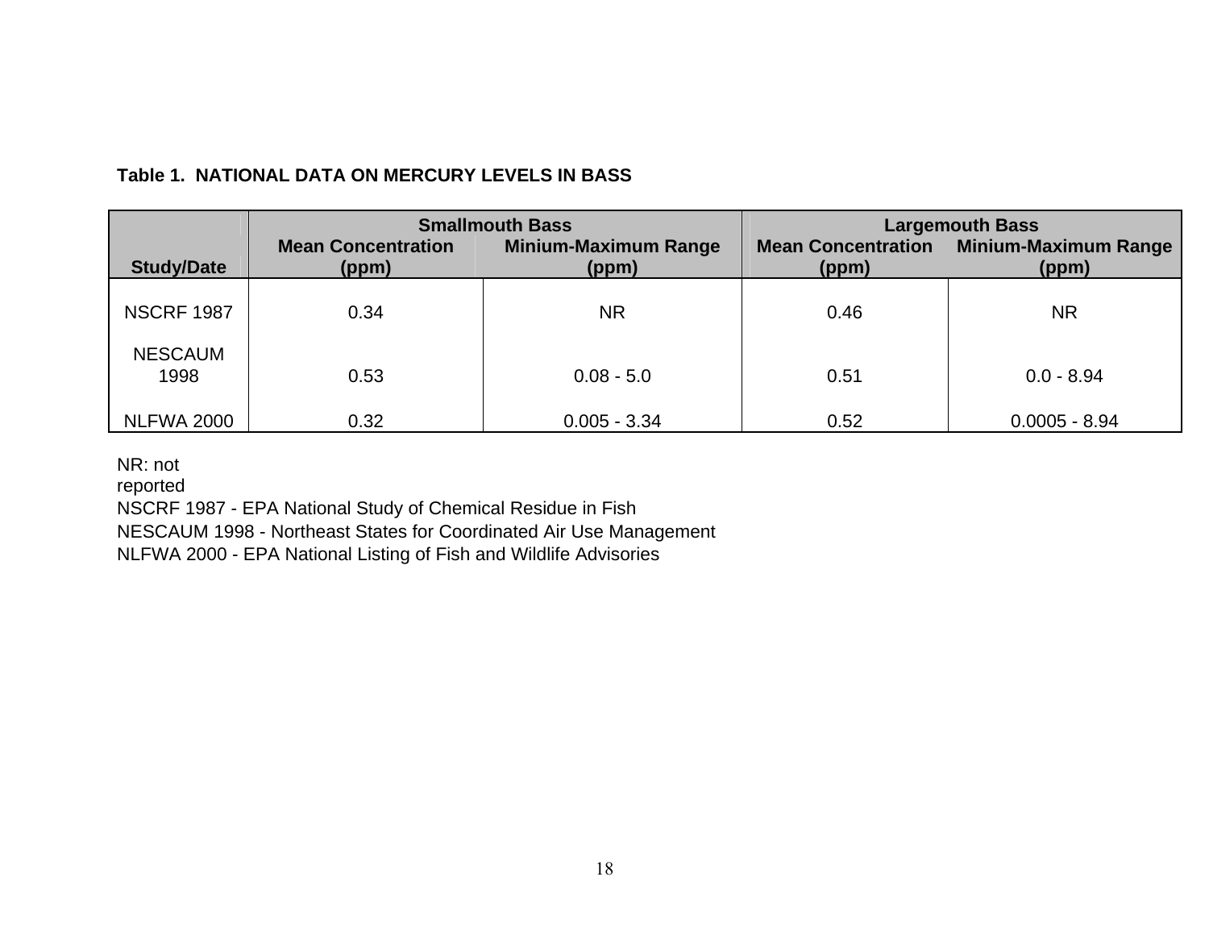**Table 1. NATIONAL DATA ON MERCURY LEVELS IN BASS**

| Study/Date | Smallmouth Bass Mean Concentration (ppm) | Smallmouth Bass Minium-Maximum Range (ppm) | Largemouth Bass Mean Concentration (ppm) | Largemouth Bass Minium-Maximum Range (ppm) |
|---|---|---|---|---|
| NSCRF 1987 | 0.34 | NR | 0.46 | NR |
| NESCAUM 1998 | 0.53 | 0.08 - 5.0 | 0.51 | 0.0 - 8.94 |
| NLFWA 2000 | 0.32 | 0.005 - 3.34 | 0.52 | 0.0005 - 8.94 |

NR: not reported

NSCRF 1987 - EPA National Study of Chemical Residue in Fish

NESCAUM 1998 - Northeast States for Coordinated Air Use Management

NLFWA 2000 - EPA National Listing of Fish and Wildlife Advisories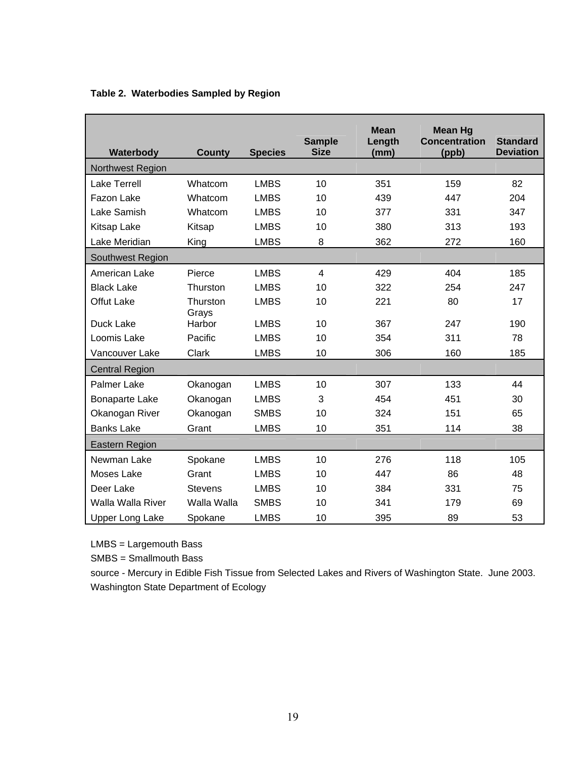**Table 2. Waterbodies Sampled by Region**

| Waterbody | County | Species | Sample Size | Mean Length (mm) | Mean Hg Concentration (ppb) | Standard Deviation |
|---|---|---|---|---|---|---|
| Northwest Region | | | | | | |
| Lake Terrell | Whatcom | LMBS | 10 | 351 | 159 | 82 |
| Fazon Lake | Whatcom | LMBS | 10 | 439 | 447 | 204 |
| Lake Samish | Whatcom | LMBS | 10 | 377 | 331 | 347 |
| Kitsap Lake | Kitsap | LMBS | 10 | 380 | 313 | 193 |
| Lake Meridian | King | LMBS | 8 | 362 | 272 | 160 |
| Southwest Region | | | | | | |
| American Lake | Pierce | LMBS | 4 | 429 | 404 | 185 |
| Black Lake | Thurston | LMBS | 10 | 322 | 254 | 247 |
| Offut Lake | Thurston | LMBS | 10 | 221 | 80 | 17 |
| Duck Lake | Grays Harbor | LMBS | 10 | 367 | 247 | 190 |
| Loomis Lake | Pacific | LMBS | 10 | 354 | 311 | 78 |
| Vancouver Lake | Clark | LMBS | 10 | 306 | 160 | 185 |
| Central Region | | | | | | |
| Palmer Lake | Okanogan | LMBS | 10 | 307 | 133 | 44 |
| Bonaparte Lake | Okanogan | LMBS | 3 | 454 | 451 | 30 |
| Okanogan River | Okanogan | SMBS | 10 | 324 | 151 | 65 |
| Banks Lake | Grant | LMBS | 10 | 351 | 114 | 38 |
| Eastern Region | | | | | | |
| Newman Lake | Spokane | LMBS | 10 | 276 | 118 | 105 |
| Moses Lake | Grant | LMBS | 10 | 447 | 86 | 48 |
| Deer Lake | Stevens | LMBS | 10 | 384 | 331 | 75 |
| Walla Walla River | Walla Walla | SMBS | 10 | 341 | 179 | 69 |
| Upper Long Lake | Spokane | LMBS | 10 | 395 | 89 | 53 |

LMBS = Largemouth Bass

SMBS = Smallmouth Bass

source - Mercury in Edible Fish Tissue from Selected Lakes and Rivers of Washington State. June 2003. Washington State Department of Ecology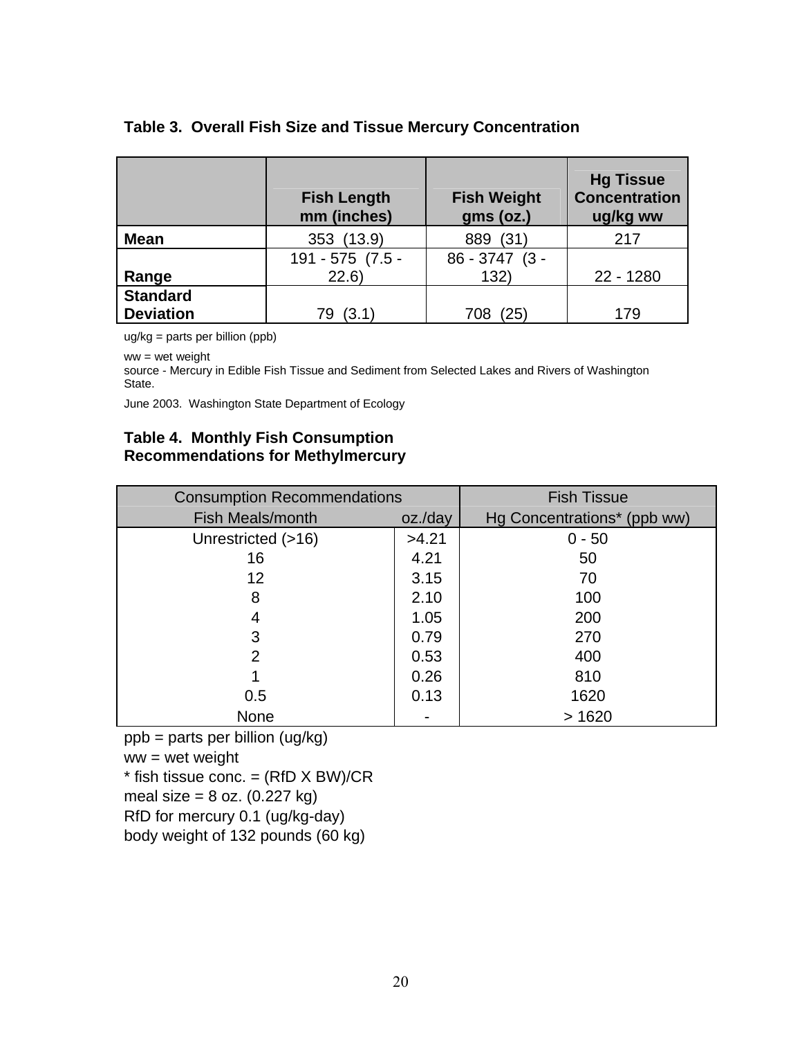**Table 3. Overall Fish Size and Tissue Mercury Concentration**

| | Fish Length mm (inches) | Fish Weight gms (oz.) | Hg Tissue Concentration ug/kg ww |
|---|---|---|---|
| **Mean** | 353 (13.9) | 889 (31) | 217 |
| **Range** | 191 - 575 (7.5 - 22.6) | 86 - 3747 (3 - 132) | 22 - 1280 |
| **Standard Deviation** | 79 (3.1) | 708 (25) | 179 |

ug/kg = parts per billion (ppb)

ww = wet weight

source - Mercury in Edible Fish Tissue and Sediment from Selected Lakes and Rivers of Washington State.

June 2003. Washington State Department of Ecology

**Table 4. Monthly Fish Consumption Recommendations for Methylmercury**

| Consumption Recommendations | | Fish Tissue |
|---|---|---|
| Fish Meals/month | oz./day | Hg Concentrations* (ppb ww) |
| Unrestricted (>16) | >4.21 | 0 - 50 |
| 16 | 4.21 | 50 |
| 12 | 3.15 | 70 |
| 8 | 2.10 | 100 |
| 4 | 1.05 | 200 |
| 3 | 0.79 | 270 |
| 2 | 0.53 | 400 |
| 1 | 0.26 | 810 |
| 0.5 | 0.13 | 1620 |
| None | - | > 1620 |

ppb = parts per billion (ug/kg)
ww = wet weight
* fish tissue conc. = (RfD X BW)/CR
meal size = 8 oz. (0.227 kg)
RfD for mercury 0.1 (ug/kg-day)
body weight of 132 pounds (60 kg)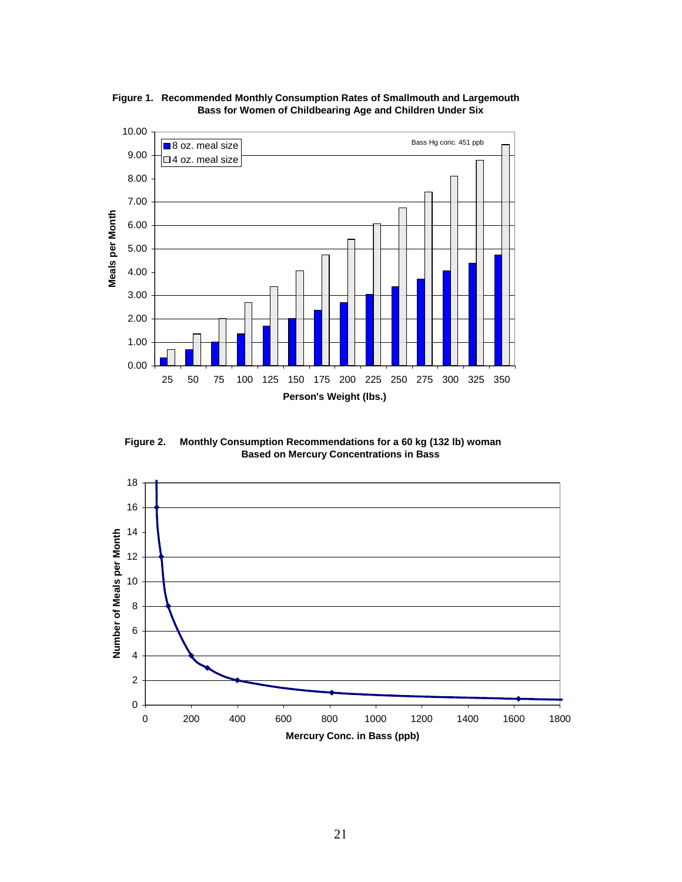**Figure 1. Recommended Monthly Consumption Rates of Smallmouth and Largemouth Bass for Women of Childbearing Age and Children Under Six**

**Figure 2. Monthly Consumption Recommendations for a 60 kg (132 lb) woman Based on Mercury Concentrations in Bass**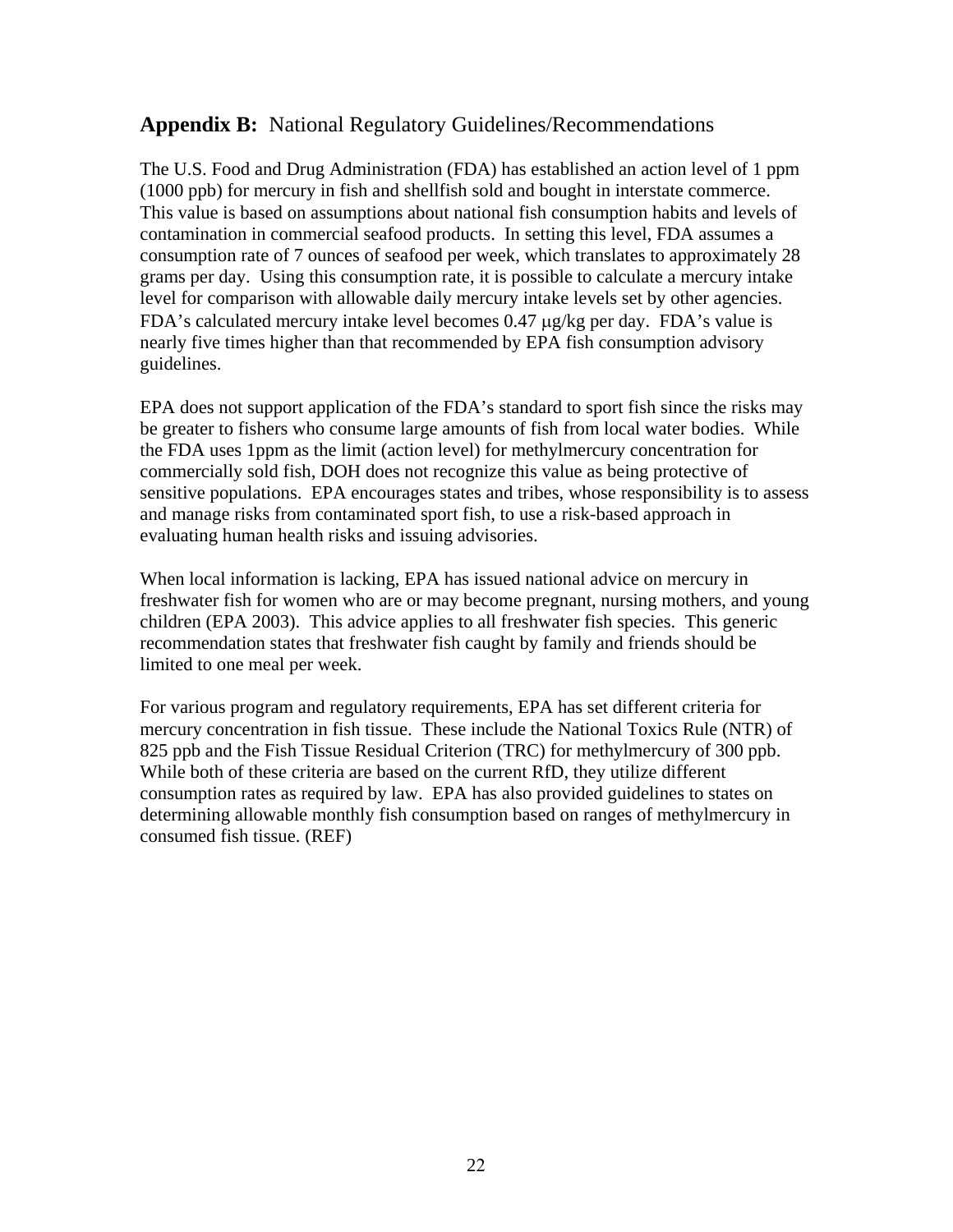## **Appendix B:** National Regulatory Guidelines/Recommendations

The U.S. Food and Drug Administration (FDA) has established an action level of 1 ppm (1000 ppb) for mercury in fish and shellfish sold and bought in interstate commerce. This value is based on assumptions about national fish consumption habits and levels of contamination in commercial seafood products. In setting this level, FDA assumes a consumption rate of 7 ounces of seafood per week, which translates to approximately 28 grams per day. Using this consumption rate, it is possible to calculate a mercury intake level for comparison with allowable daily mercury intake levels set by other agencies. FDA's calculated mercury intake level becomes 0.47 μg/kg per day. FDA's value is nearly five times higher than that recommended by EPA fish consumption advisory guidelines.

EPA does not support application of the FDA's standard to sport fish since the risks may be greater to fishers who consume large amounts of fish from local water bodies. While the FDA uses 1ppm as the limit (action level) for methylmercury concentration for commercially sold fish, DOH does not recognize this value as being protective of sensitive populations. EPA encourages states and tribes, whose responsibility is to assess and manage risks from contaminated sport fish, to use a risk-based approach in evaluating human health risks and issuing advisories.

When local information is lacking, EPA has issued national advice on mercury in freshwater fish for women who are or may become pregnant, nursing mothers, and young children (EPA 2003). This advice applies to all freshwater fish species. This generic recommendation states that freshwater fish caught by family and friends should be limited to one meal per week.

For various program and regulatory requirements, EPA has set different criteria for mercury concentration in fish tissue. These include the National Toxics Rule (NTR) of 825 ppb and the Fish Tissue Residual Criterion (TRC) for methylmercury of 300 ppb. While both of these criteria are based on the current RfD, they utilize different consumption rates as required by law. EPA has also provided guidelines to states on determining allowable monthly fish consumption based on ranges of methylmercury in consumed fish tissue. (REF)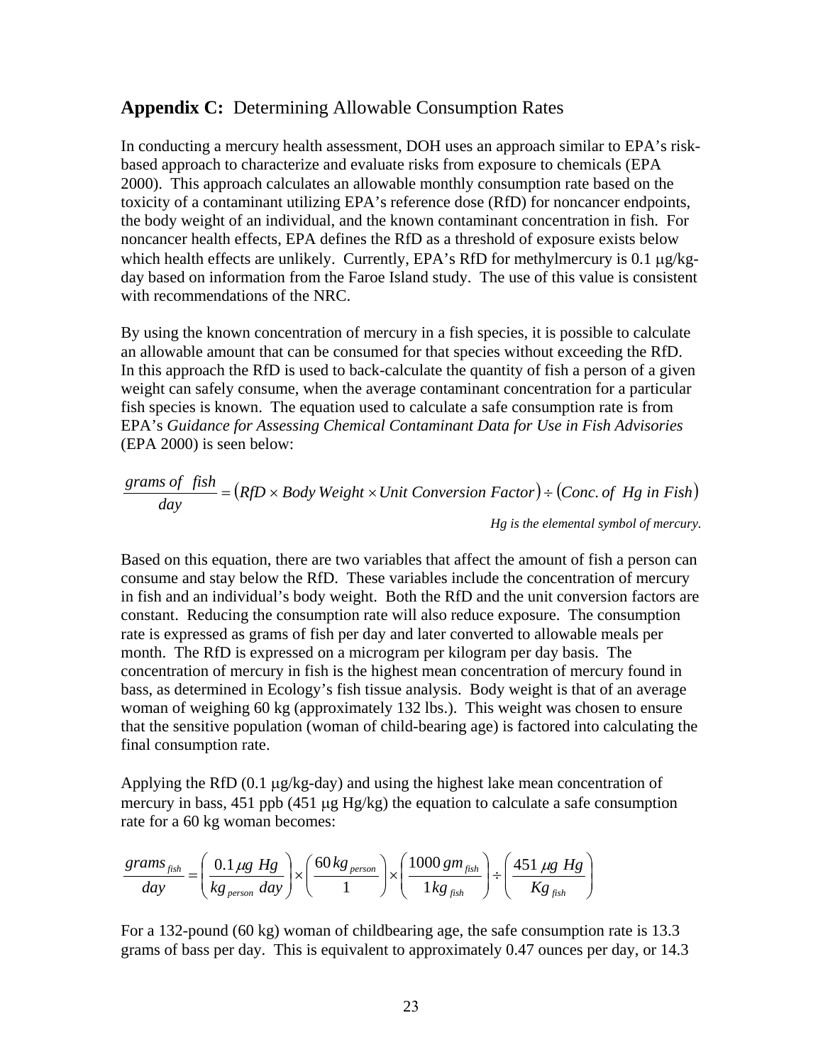## **Appendix C:** Determining Allowable Consumption Rates

In conducting a mercury health assessment, DOH uses an approach similar to EPA's risk-based approach to characterize and evaluate risks from exposure to chemicals (EPA 2000). This approach calculates an allowable monthly consumption rate based on the toxicity of a contaminant utilizing EPA's reference dose (RfD) for noncancer endpoints, the body weight of an individual, and the known contaminant concentration in fish. For noncancer health effects, EPA defines the RfD as a threshold of exposure exists below which health effects are unlikely. Currently, EPA's RfD for methylmercury is 0.1 μg/kg-day based on information from the Faroe Island study. The use of this value is consistent with recommendations of the NRC.

By using the known concentration of mercury in a fish species, it is possible to calculate an allowable amount that can be consumed for that species without exceeding the RfD. In this approach the RfD is used to back-calculate the quantity of fish a person of a given weight can safely consume, when the average contaminant concentration for a particular fish species is known. The equation used to calculate a safe consumption rate is from EPA's *Guidance for Assessing Chemical Contaminant Data for Use in Fish Advisories* (EPA 2000) is seen below:

$$\frac{grams\ of\ \ fish}{day} = \left(RfD \times Body\ Weight \times Unit\ Conversion\ Factor\right) \div \left(Conc.\ of\ \ Hg\ in\ Fish\right)$$

*Hg is the elemental symbol of mercury.*

Based on this equation, there are two variables that affect the amount of fish a person can consume and stay below the RfD. These variables include the concentration of mercury in fish and an individual's body weight. Both the RfD and the unit conversion factors are constant. Reducing the consumption rate will also reduce exposure. The consumption rate is expressed as grams of fish per day and later converted to allowable meals per month. The RfD is expressed on a microgram per kilogram per day basis. The concentration of mercury in fish is the highest mean concentration of mercury found in bass, as determined in Ecology's fish tissue analysis. Body weight is that of an average woman of weighing 60 kg (approximately 132 lbs.). This weight was chosen to ensure that the sensitive population (woman of child-bearing age) is factored into calculating the final consumption rate.

Applying the RfD (0.1 μg/kg-day) and using the highest lake mean concentration of mercury in bass, 451 ppb (451 μg Hg/kg) the equation to calculate a safe consumption rate for a 60 kg woman becomes:

$$\frac{grams_{fish}}{day} = \left(\frac{0.1\mu g\ Hg}{kg_{person}\ day}\right) \times \left(\frac{60\,kg_{person}}{1}\right) \times \left(\frac{1000\,gm_{fish}}{1kg_{fish}}\right) \div \left(\frac{451\ \mu g\ Hg}{Kg_{fish}}\right)$$

For a 132-pound (60 kg) woman of childbearing age, the safe consumption rate is 13.3 grams of bass per day. This is equivalent to approximately 0.47 ounces per day, or 14.3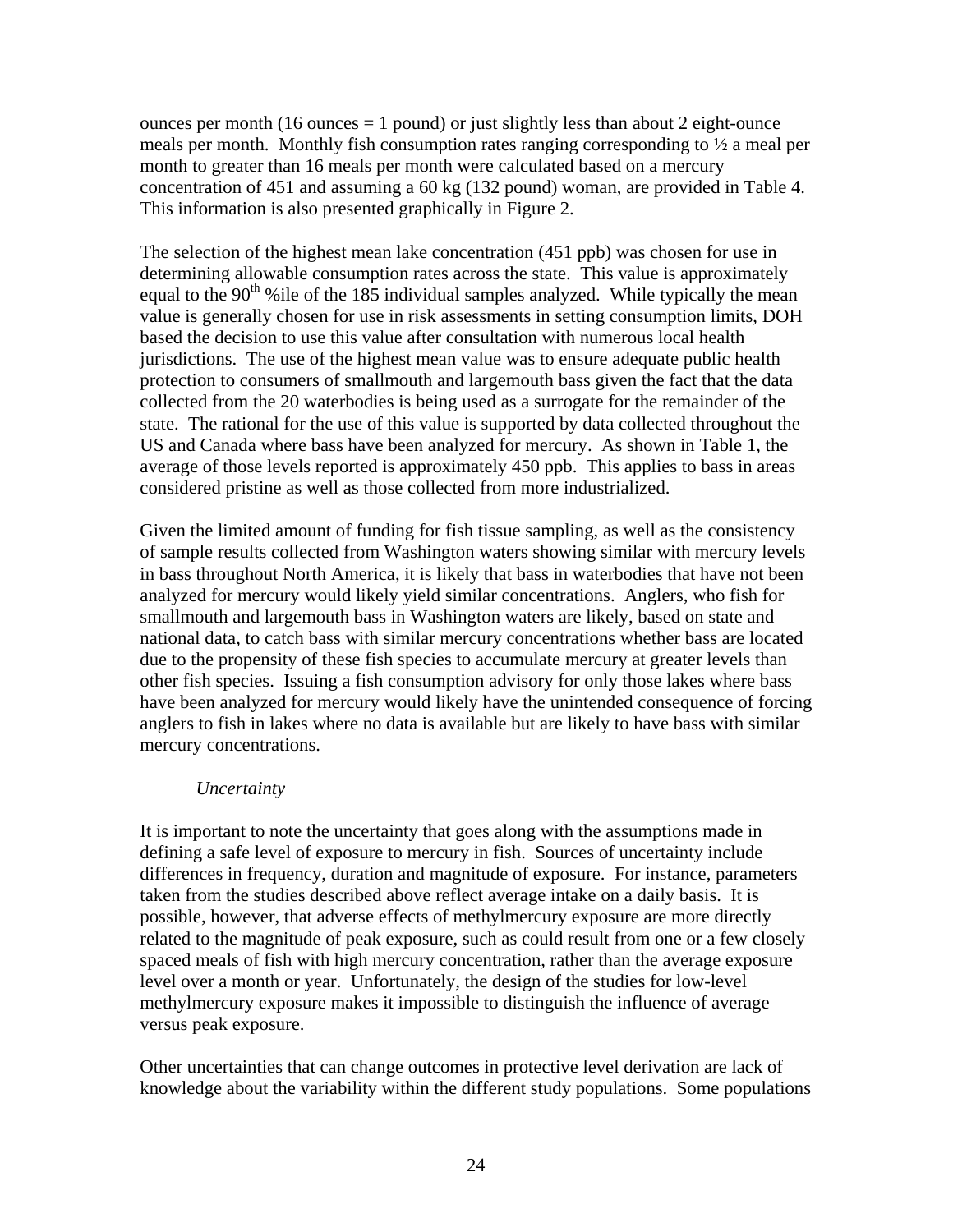ounces per month (16 ounces = 1 pound) or just slightly less than about 2 eight-ounce meals per month. Monthly fish consumption rates ranging corresponding to ½ a meal per month to greater than 16 meals per month were calculated based on a mercury concentration of 451 and assuming a 60 kg (132 pound) woman, are provided in Table 4. This information is also presented graphically in Figure 2.

The selection of the highest mean lake concentration (451 ppb) was chosen for use in determining allowable consumption rates across the state. This value is approximately equal to the $90^{th}$ %ile of the 185 individual samples analyzed. While typically the mean value is generally chosen for use in risk assessments in setting consumption limits, DOH based the decision to use this value after consultation with numerous local health jurisdictions. The use of the highest mean value was to ensure adequate public health protection to consumers of smallmouth and largemouth bass given the fact that the data collected from the 20 waterbodies is being used as a surrogate for the remainder of the state. The rational for the use of this value is supported by data collected throughout the US and Canada where bass have been analyzed for mercury. As shown in Table 1, the average of those levels reported is approximately 450 ppb. This applies to bass in areas considered pristine as well as those collected from more industrialized.

Given the limited amount of funding for fish tissue sampling, as well as the consistency of sample results collected from Washington waters showing similar with mercury levels in bass throughout North America, it is likely that bass in waterbodies that have not been analyzed for mercury would likely yield similar concentrations. Anglers, who fish for smallmouth and largemouth bass in Washington waters are likely, based on state and national data, to catch bass with similar mercury concentrations whether bass are located due to the propensity of these fish species to accumulate mercury at greater levels than other fish species. Issuing a fish consumption advisory for only those lakes where bass have been analyzed for mercury would likely have the unintended consequence of forcing anglers to fish in lakes where no data is available but are likely to have bass with similar mercury concentrations.

*Uncertainty*

It is important to note the uncertainty that goes along with the assumptions made in defining a safe level of exposure to mercury in fish. Sources of uncertainty include differences in frequency, duration and magnitude of exposure. For instance, parameters taken from the studies described above reflect average intake on a daily basis. It is possible, however, that adverse effects of methylmercury exposure are more directly related to the magnitude of peak exposure, such as could result from one or a few closely spaced meals of fish with high mercury concentration, rather than the average exposure level over a month or year. Unfortunately, the design of the studies for low-level methylmercury exposure makes it impossible to distinguish the influence of average versus peak exposure.

Other uncertainties that can change outcomes in protective level derivation are lack of knowledge about the variability within the different study populations. Some populations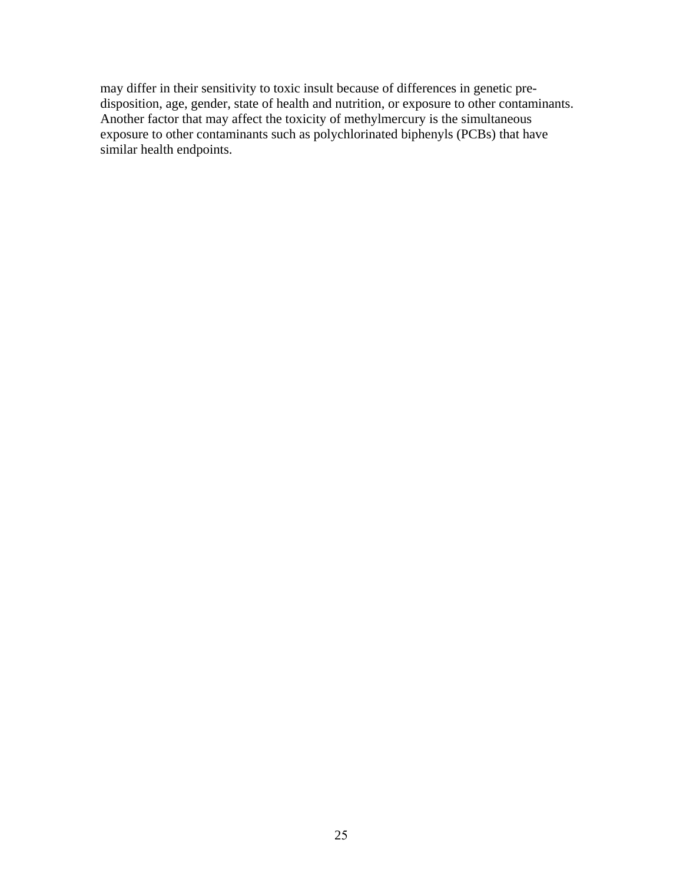may differ in their sensitivity to toxic insult because of differences in genetic pre-disposition, age, gender, state of health and nutrition, or exposure to other contaminants. Another factor that may affect the toxicity of methylmercury is the simultaneous exposure to other contaminants such as polychlorinated biphenyls (PCBs) that have similar health endpoints.